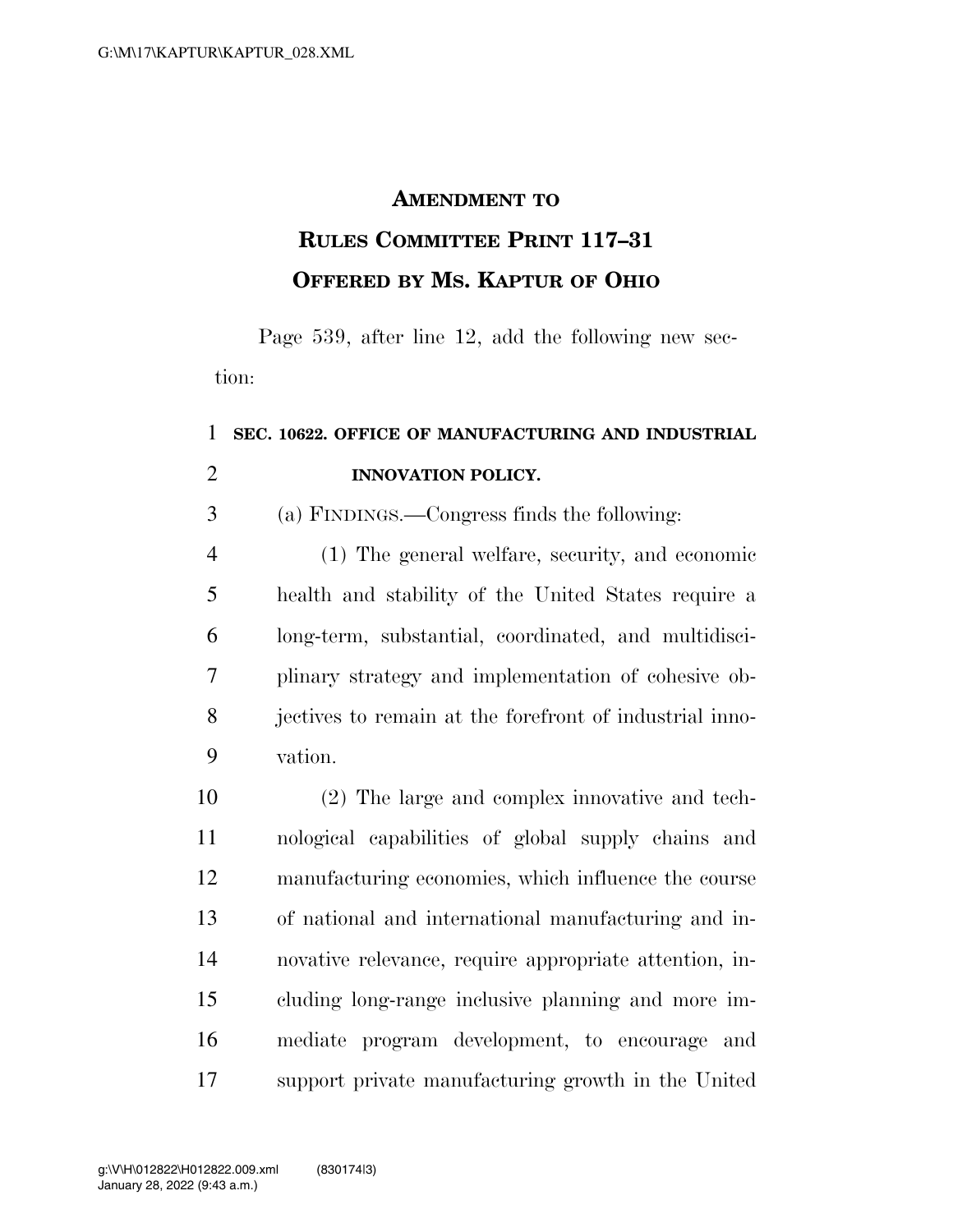**AMENDMENT TO**

**RULES COMMITTEE PRINT 117–31**

**OFFERED BY MS. KAPTUR OF OHIO**

Page 539, after line 12, add the following new section:

**SEC. 10622. OFFICE OF MANUFACTURING AND INDUSTRIAL INNOVATION POLICY.**

(a) FINDINGS.—Congress finds the following:

(1) The general welfare, security, and economic health and stability of the United States require a long-term, substantial, coordinated, and multidisciplinary strategy and implementation of cohesive objectives to remain at the forefront of industrial innovation.

(2) The large and complex innovative and technological capabilities of global supply chains and manufacturing economies, which influence the course of national and international manufacturing and innovative relevance, require appropriate attention, including long-range inclusive planning and more immediate program development, to encourage and support private manufacturing growth in the United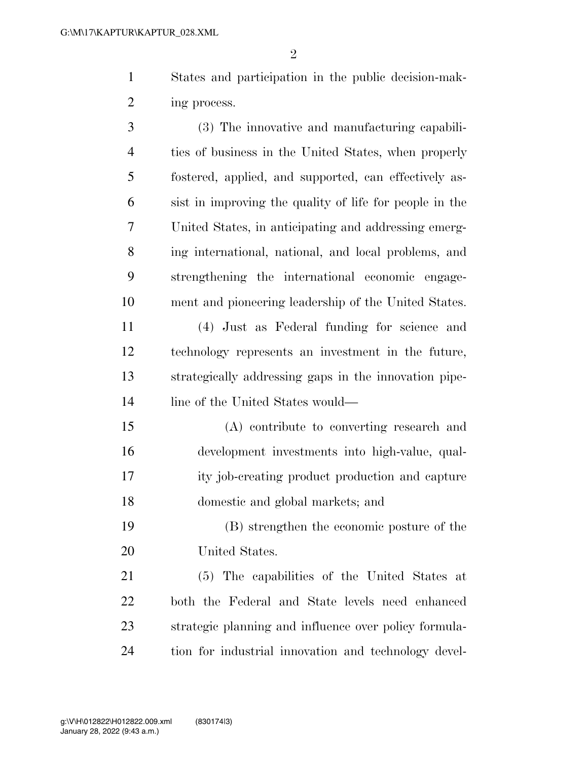States and participation in the public decision-making process.

(3) The innovative and manufacturing capabilities of business in the United States, when properly fostered, applied, and supported, can effectively assist in improving the quality of life for people in the United States, in anticipating and addressing emerging international, national, and local problems, and strengthening the international economic engagement and pioneering leadership of the United States.

(4) Just as Federal funding for science and technology represents an investment in the future, strategically addressing gaps in the innovation pipeline of the United States would—

(A) contribute to converting research and development investments into high-value, quality job-creating product production and capture domestic and global markets; and

(B) strengthen the economic posture of the United States.

(5) The capabilities of the United States at both the Federal and State levels need enhanced strategic planning and influence over policy formulation for industrial innovation and technology devel-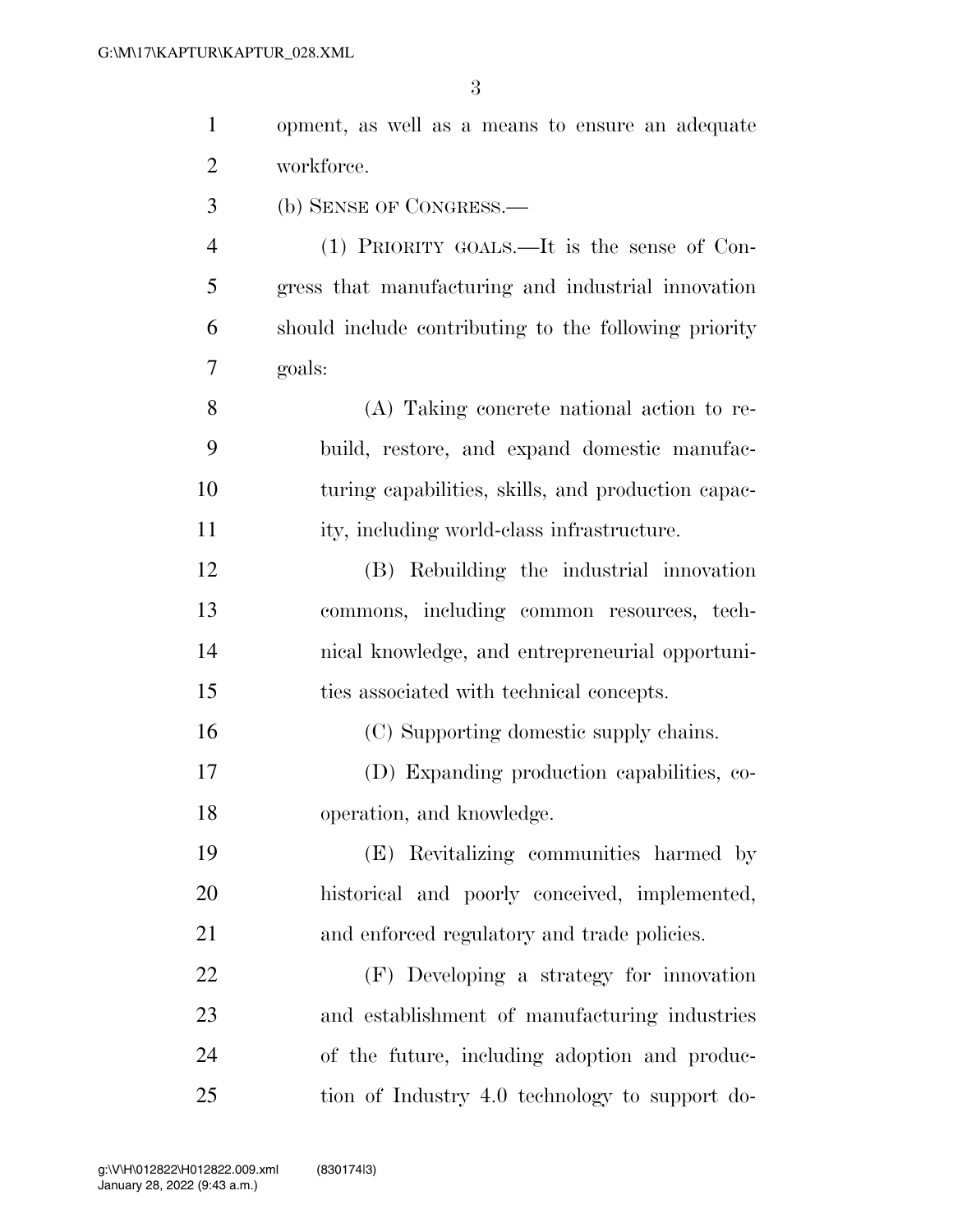opment, as well as a means to ensure an adequate workforce.

(b) SENSE OF CONGRESS.—

(1) PRIORITY GOALS.—It is the sense of Congress that manufacturing and industrial innovation should include contributing to the following priority goals:

(A) Taking concrete national action to rebuild, restore, and expand domestic manufacturing capabilities, skills, and production capacity, including world-class infrastructure.

(B) Rebuilding the industrial innovation commons, including common resources, technical knowledge, and entrepreneurial opportunities associated with technical concepts.

(C) Supporting domestic supply chains.

(D) Expanding production capabilities, cooperation, and knowledge.

(E) Revitalizing communities harmed by historical and poorly conceived, implemented, and enforced regulatory and trade policies.

(F) Developing a strategy for innovation and establishment of manufacturing industries of the future, including adoption and production of Industry 4.0 technology to support do-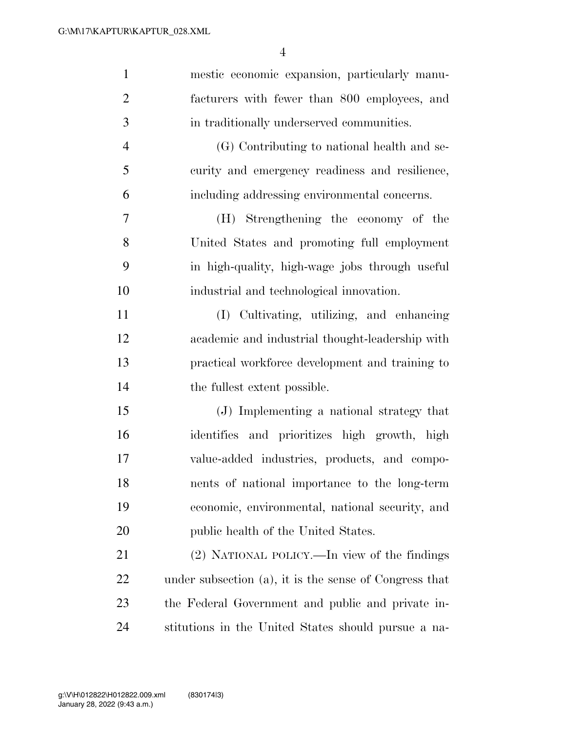mestic economic expansion, particularly manufacturers with fewer than 800 employees, and in traditionally underserved communities.

(G) Contributing to national health and security and emergency readiness and resilience, including addressing environmental concerns.

(H) Strengthening the economy of the United States and promoting full employment in high-quality, high-wage jobs through useful industrial and technological innovation.

(I) Cultivating, utilizing, and enhancing academic and industrial thought-leadership with practical workforce development and training to the fullest extent possible.

(J) Implementing a national strategy that identifies and prioritizes high growth, high value-added industries, products, and components of national importance to the long-term economic, environmental, national security, and public health of the United States.

(2) NATIONAL POLICY.—In view of the findings under subsection (a), it is the sense of Congress that the Federal Government and public and private institutions in the United States should pursue a na-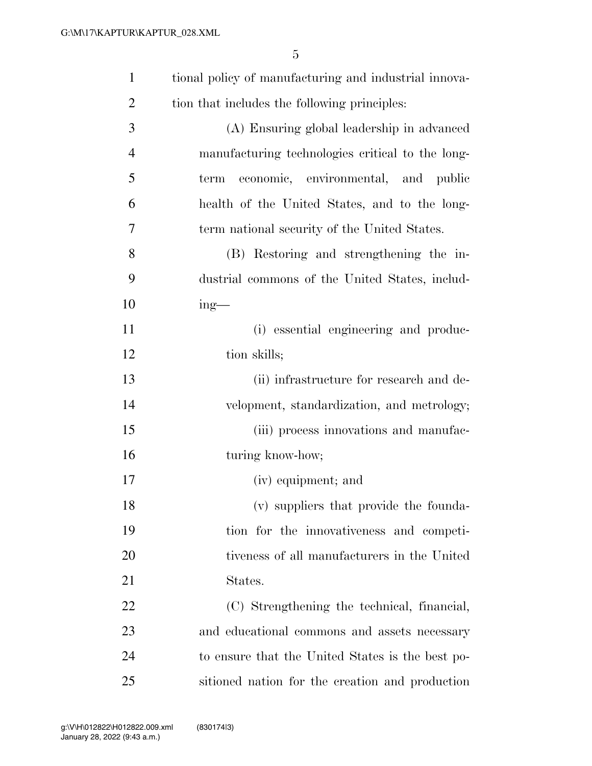tional policy of manufacturing and industrial innovation that includes the following principles:

(A) Ensuring global leadership in advanced manufacturing technologies critical to the long-term economic, environmental, and public health of the United States, and to the long-term national security of the United States.

(B) Restoring and strengthening the industrial commons of the United States, including—

(i) essential engineering and production skills;

(ii) infrastructure for research and development, standardization, and metrology;

(iii) process innovations and manufacturing know-how;

(iv) equipment; and

(v) suppliers that provide the foundation for the innovativeness and competitiveness of all manufacturers in the United States.

(C) Strengthening the technical, financial, and educational commons and assets necessary to ensure that the United States is the best positioned nation for the creation and production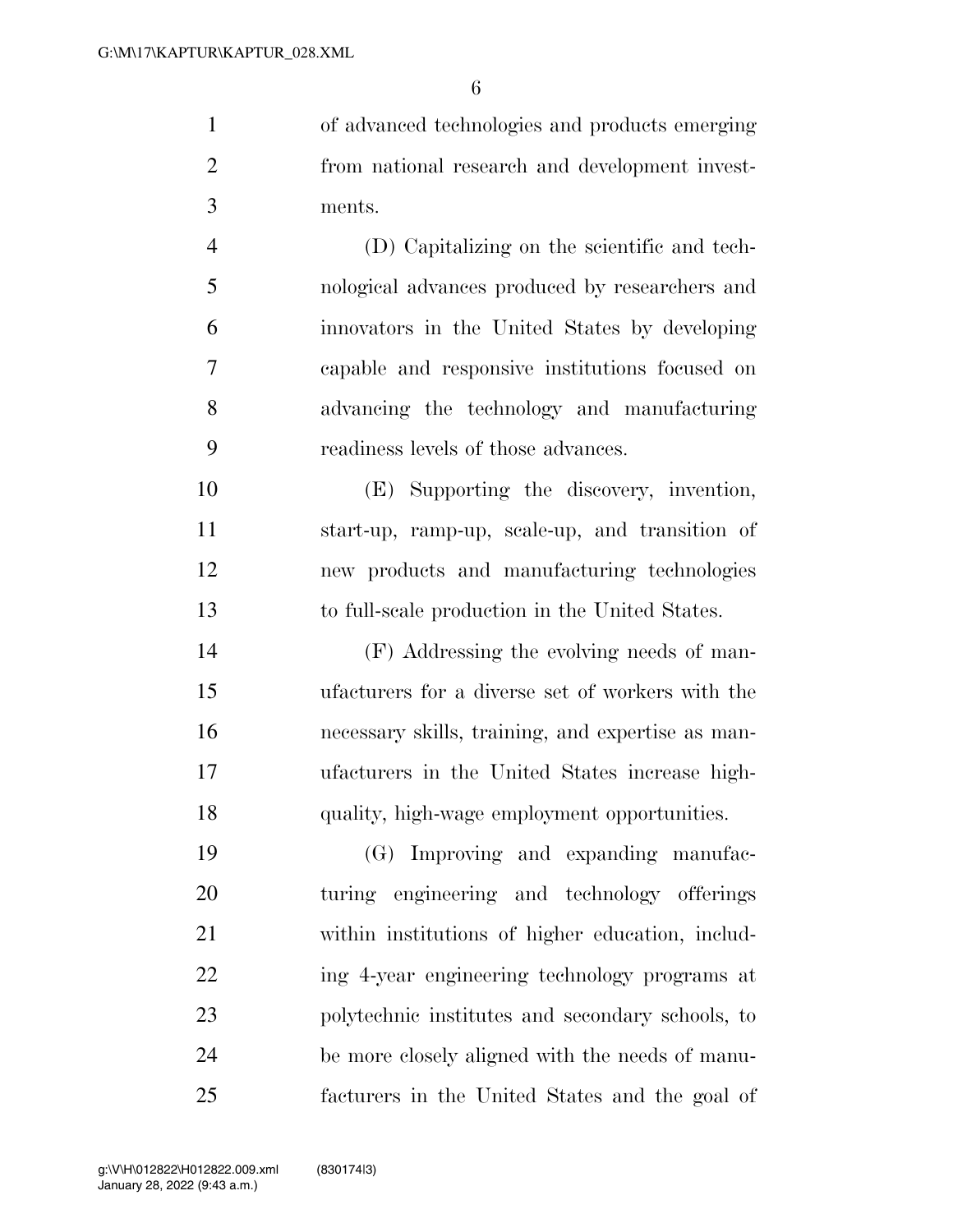of advanced technologies and products emerging from national research and development investments.

(D) Capitalizing on the scientific and technological advances produced by researchers and innovators in the United States by developing capable and responsive institutions focused on advancing the technology and manufacturing readiness levels of those advances.

(E) Supporting the discovery, invention, start-up, ramp-up, scale-up, and transition of new products and manufacturing technologies to full-scale production in the United States.

(F) Addressing the evolving needs of manufacturers for a diverse set of workers with the necessary skills, training, and expertise as manufacturers in the United States increase high-quality, high-wage employment opportunities.

(G) Improving and expanding manufacturing engineering and technology offerings within institutions of higher education, including 4-year engineering technology programs at polytechnic institutes and secondary schools, to be more closely aligned with the needs of manufacturers in the United States and the goal of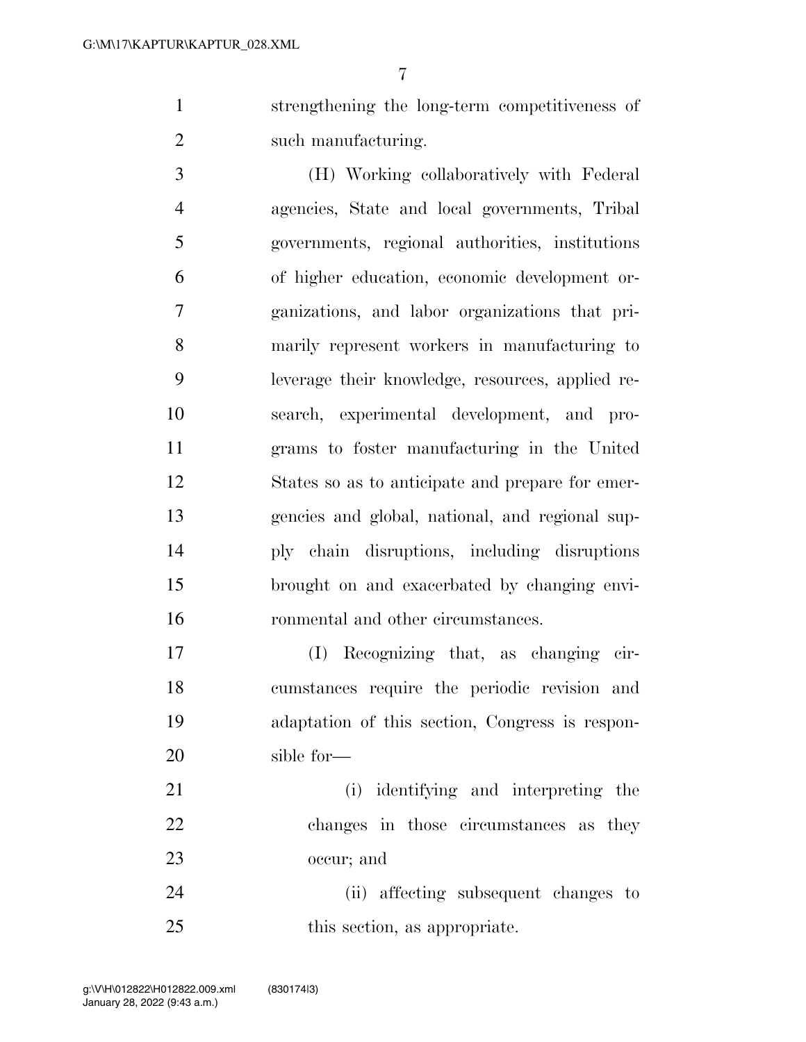strengthening the long-term competitiveness of such manufacturing.

(H) Working collaboratively with Federal agencies, State and local governments, Tribal governments, regional authorities, institutions of higher education, economic development organizations, and labor organizations that primarily represent workers in manufacturing to leverage their knowledge, resources, applied research, experimental development, and programs to foster manufacturing in the United States so as to anticipate and prepare for emergencies and global, national, and regional supply chain disruptions, including disruptions brought on and exacerbated by changing environmental and other circumstances.

(I) Recognizing that, as changing circumstances require the periodic revision and adaptation of this section, Congress is responsible for—

(i) identifying and interpreting the changes in those circumstances as they occur; and

(ii) affecting subsequent changes to this section, as appropriate.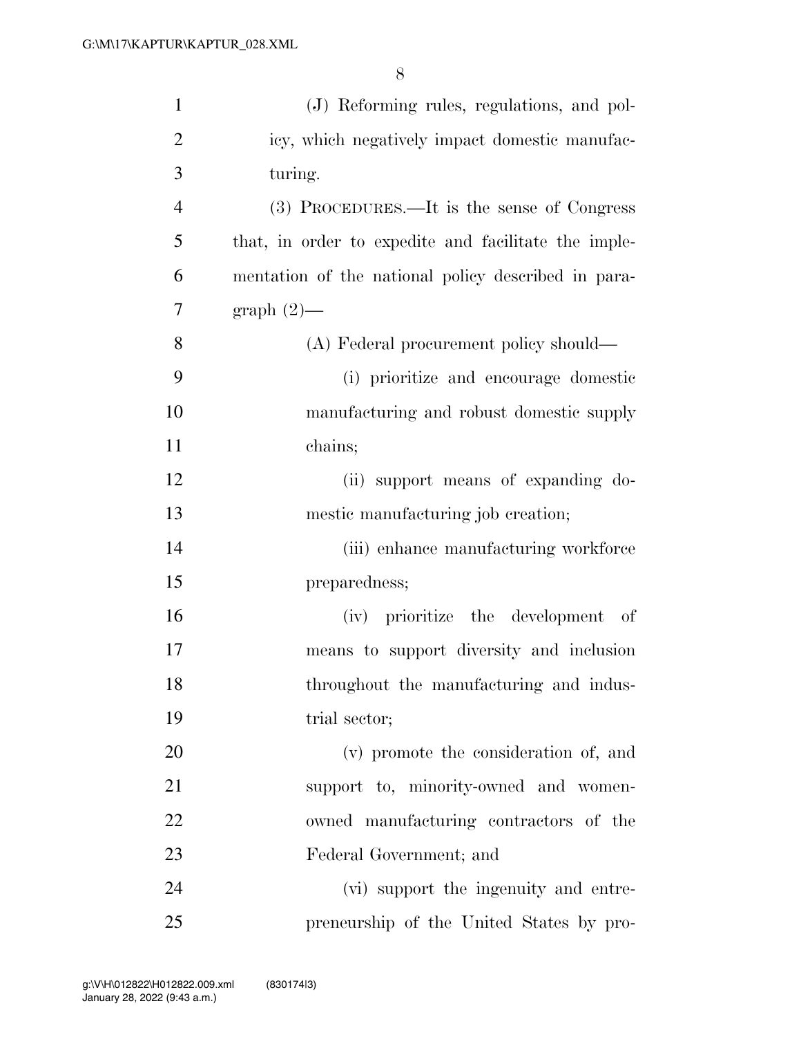(J) Reforming rules, regulations, and policy, which negatively impact domestic manufacturing.

(3) PROCEDURES.—It is the sense of Congress that, in order to expedite and facilitate the implementation of the national policy described in paragraph (2)—

(A) Federal procurement policy should—

(i) prioritize and encourage domestic manufacturing and robust domestic supply chains;

(ii) support means of expanding domestic manufacturing job creation;

(iii) enhance manufacturing workforce preparedness;

(iv) prioritize the development of means to support diversity and inclusion throughout the manufacturing and industrial sector;

(v) promote the consideration of, and support to, minority-owned and women-owned manufacturing contractors of the Federal Government; and

(vi) support the ingenuity and entrepreneurship of the United States by pro-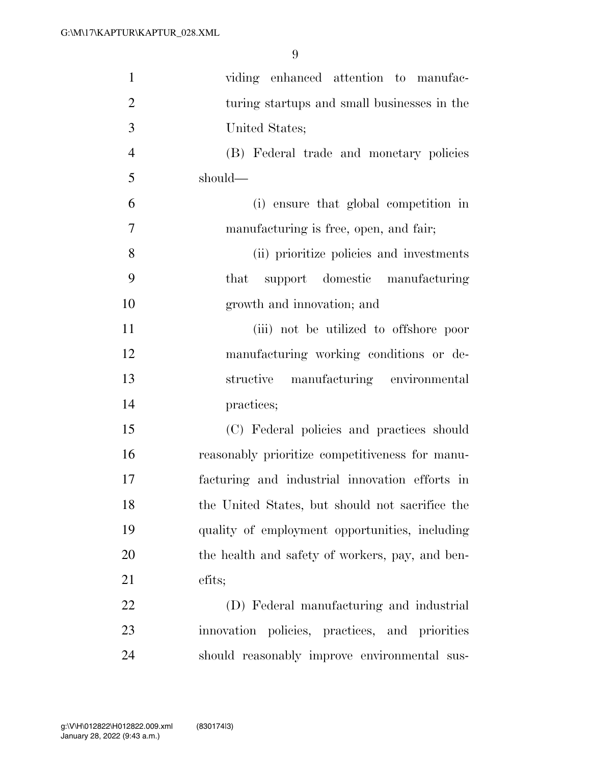viding enhanced attention to manufacturing startups and small businesses in the United States;

(B) Federal trade and monetary policies should—

(i) ensure that global competition in manufacturing is free, open, and fair;

(ii) prioritize policies and investments that support domestic manufacturing growth and innovation; and

(iii) not be utilized to offshore poor manufacturing working conditions or destructive manufacturing environmental practices;

(C) Federal policies and practices should reasonably prioritize competitiveness for manufacturing and industrial innovation efforts in the United States, but should not sacrifice the quality of employment opportunities, including the health and safety of workers, pay, and benefits;

(D) Federal manufacturing and industrial innovation policies, practices, and priorities should reasonably improve environmental sus-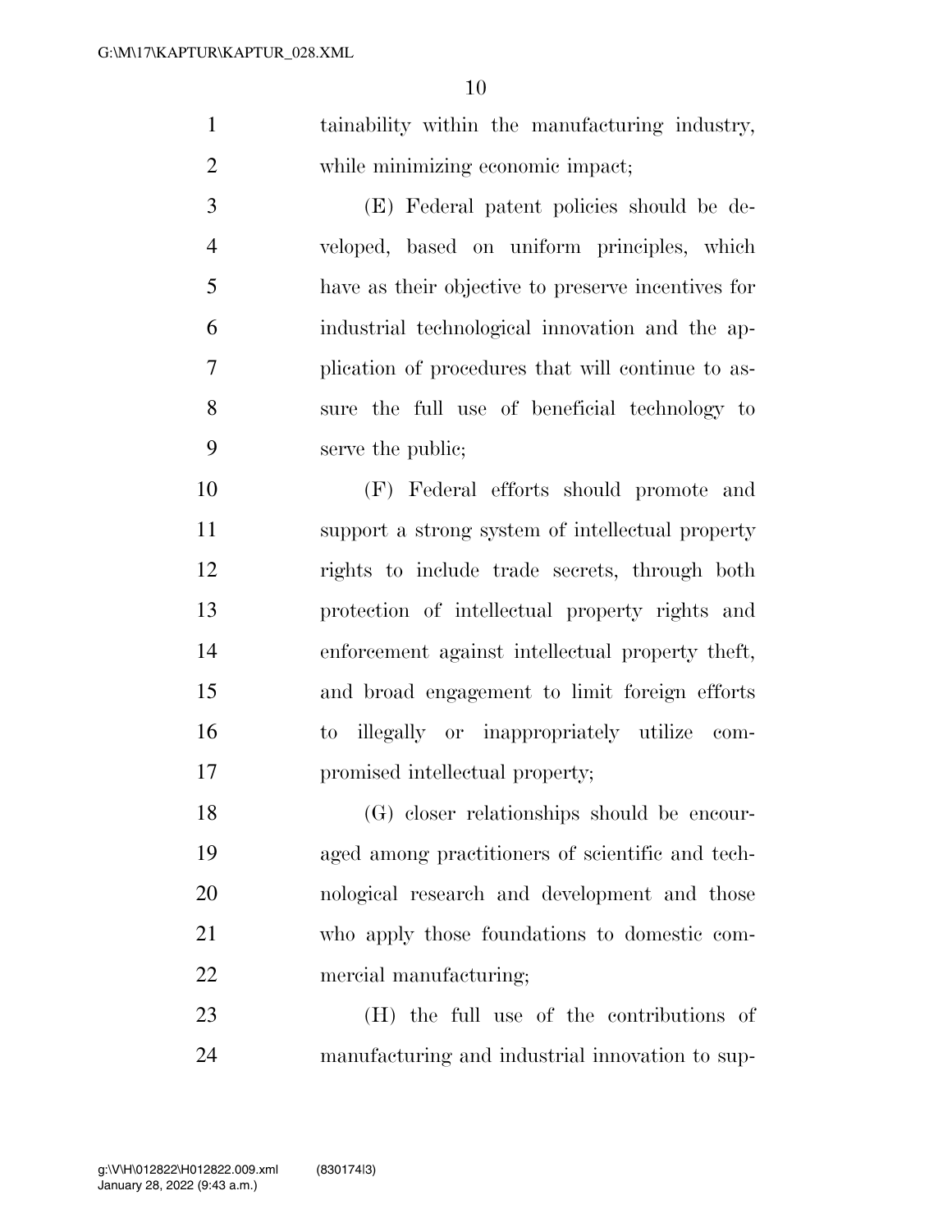tainability within the manufacturing industry, while minimizing economic impact;

(E) Federal patent policies should be developed, based on uniform principles, which have as their objective to preserve incentives for industrial technological innovation and the application of procedures that will continue to assure the full use of beneficial technology to serve the public;

(F) Federal efforts should promote and support a strong system of intellectual property rights to include trade secrets, through both protection of intellectual property rights and enforcement against intellectual property theft, and broad engagement to limit foreign efforts to illegally or inappropriately utilize compromised intellectual property;

(G) closer relationships should be encouraged among practitioners of scientific and technological research and development and those who apply those foundations to domestic commercial manufacturing;

(H) the full use of the contributions of manufacturing and industrial innovation to sup-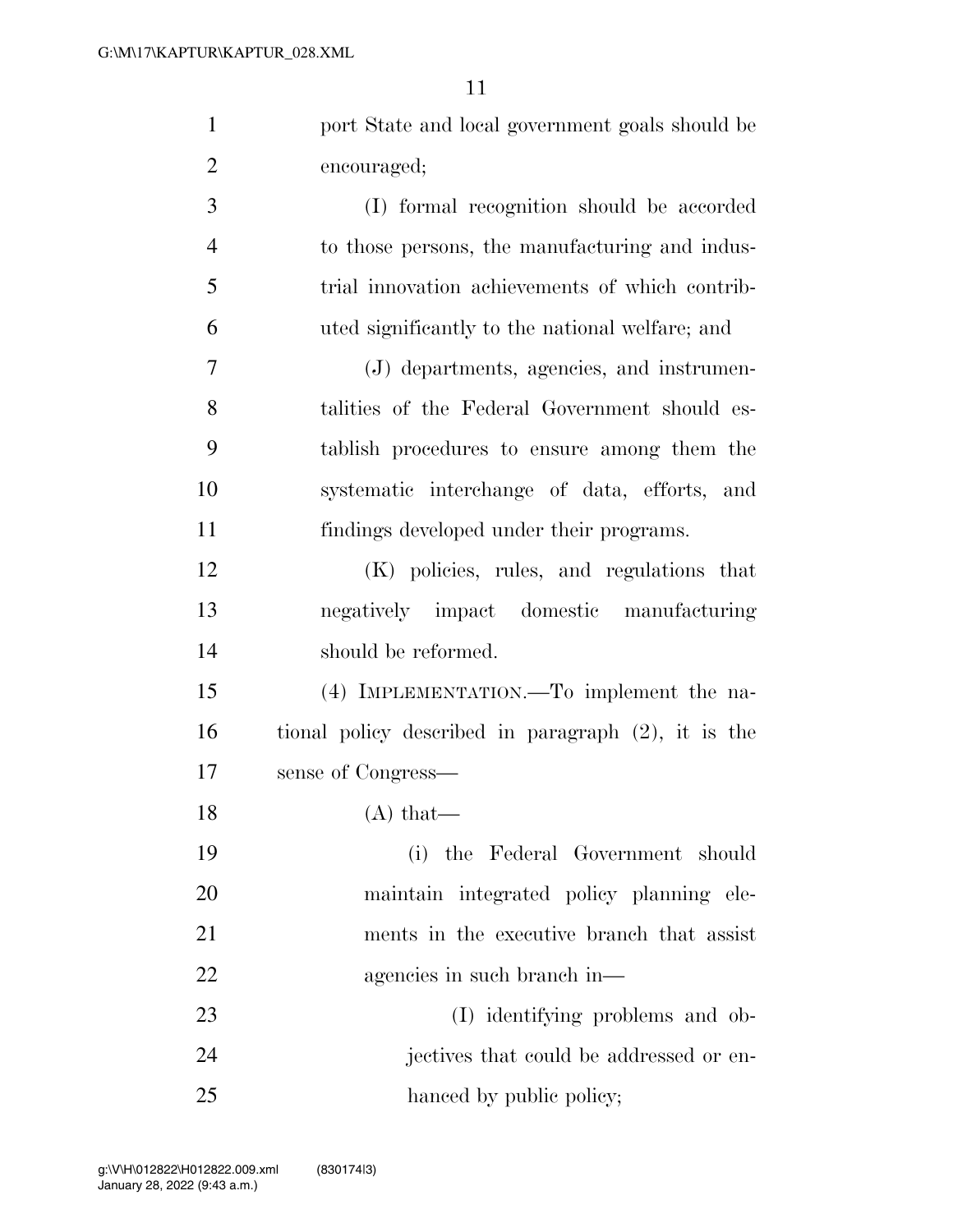port State and local government goals should be encouraged;

(I) formal recognition should be accorded to those persons, the manufacturing and industrial innovation achievements of which contributed significantly to the national welfare; and

(J) departments, agencies, and instrumentalities of the Federal Government should establish procedures to ensure among them the systematic interchange of data, efforts, and findings developed under their programs.

(K) policies, rules, and regulations that negatively impact domestic manufacturing should be reformed.

(4) IMPLEMENTATION.—To implement the national policy described in paragraph (2), it is the sense of Congress—

(A) that—

(i) the Federal Government should maintain integrated policy planning elements in the executive branch that assist agencies in such branch in—

(I) identifying problems and objectives that could be addressed or enhanced by public policy;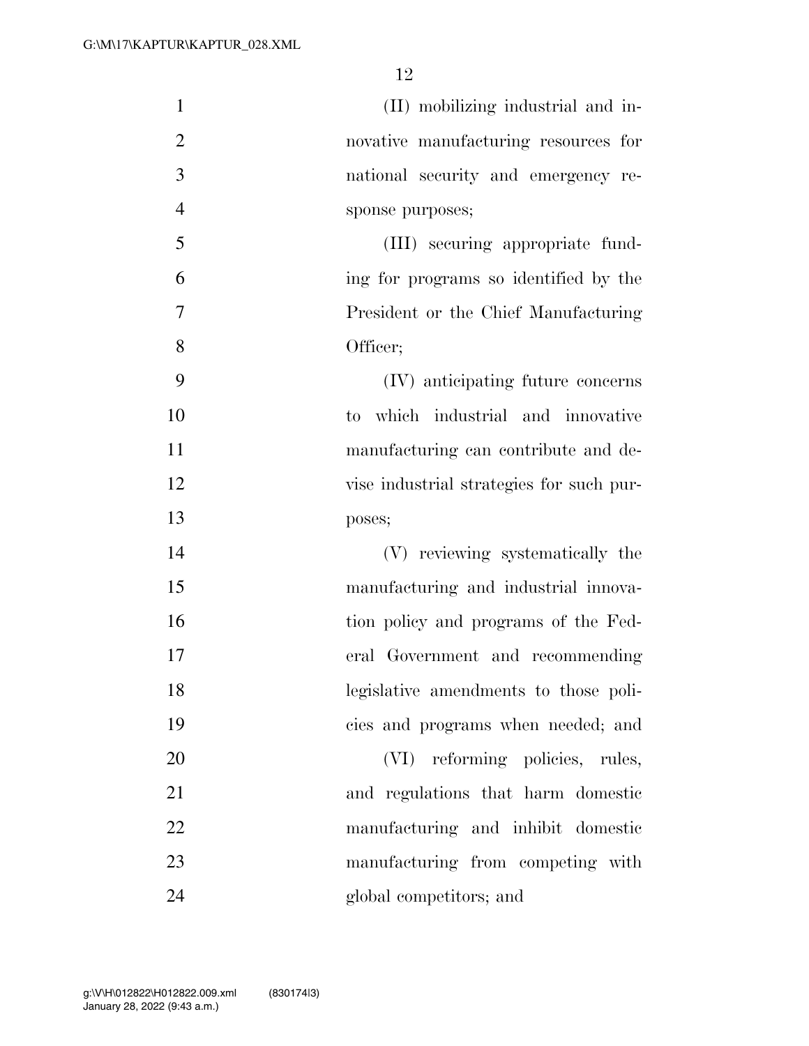(II) mobilizing industrial and innovative manufacturing resources for national security and emergency response purposes;

(III) securing appropriate funding for programs so identified by the President or the Chief Manufacturing Officer;

(IV) anticipating future concerns to which industrial and innovative manufacturing can contribute and devise industrial strategies for such purposes;

(V) reviewing systematically the manufacturing and industrial innovation policy and programs of the Federal Government and recommending legislative amendments to those policies and programs when needed; and

(VI) reforming policies, rules, and regulations that harm domestic manufacturing and inhibit domestic manufacturing from competing with global competitors; and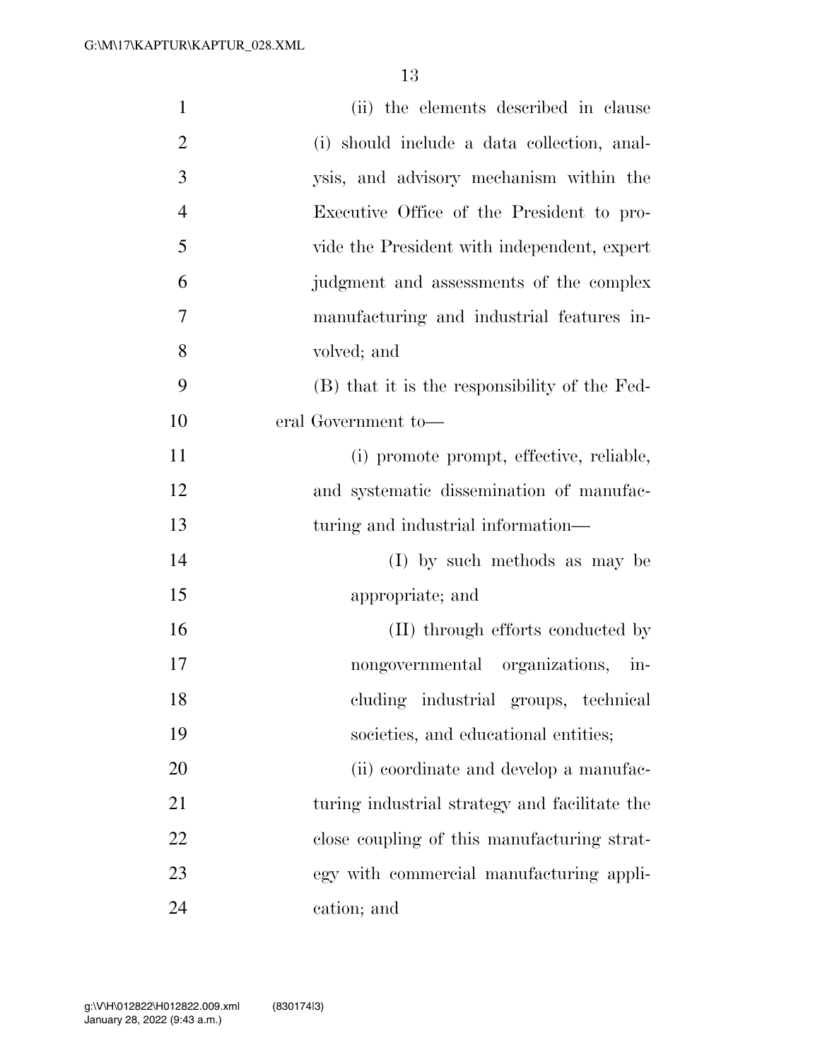(ii) the elements described in clause (i) should include a data collection, analysis, and advisory mechanism within the Executive Office of the President to provide the President with independent, expert judgment and assessments of the complex manufacturing and industrial features involved; and

(B) that it is the responsibility of the Federal Government to—

(i) promote prompt, effective, reliable, and systematic dissemination of manufacturing and industrial information—

(I) by such methods as may be appropriate; and

(II) through efforts conducted by nongovernmental organizations, including industrial groups, technical societies, and educational entities;

(ii) coordinate and develop a manufacturing industrial strategy and facilitate the close coupling of this manufacturing strategy with commercial manufacturing application; and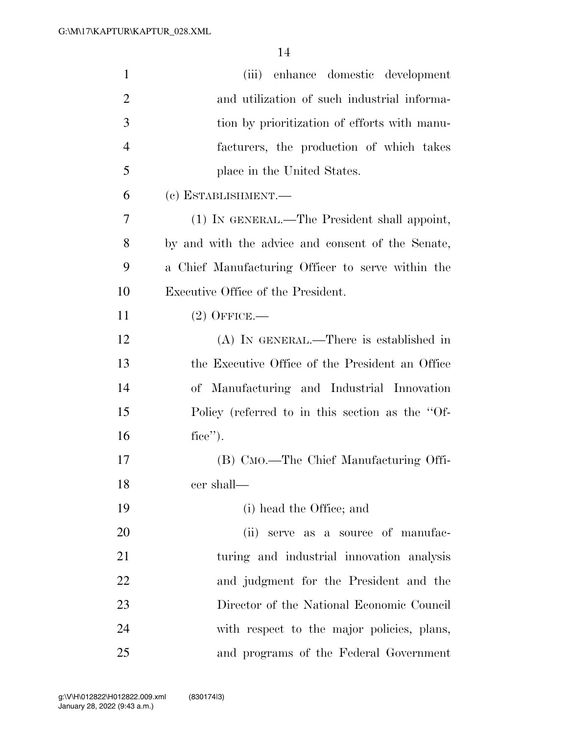(iii) enhance domestic development and utilization of such industrial information by prioritization of efforts with manufacturers, the production of which takes place in the United States.

(c) ESTABLISHMENT.—

(1) IN GENERAL.—The President shall appoint, by and with the advice and consent of the Senate, a Chief Manufacturing Officer to serve within the Executive Office of the President.

(2) OFFICE.—

(A) IN GENERAL.—There is established in the Executive Office of the President an Office of Manufacturing and Industrial Innovation Policy (referred to in this section as the "Office").

(B) CMO.—The Chief Manufacturing Officer shall—

(i) head the Office; and

(ii) serve as a source of manufacturing and industrial innovation analysis and judgment for the President and the Director of the National Economic Council with respect to the major policies, plans, and programs of the Federal Government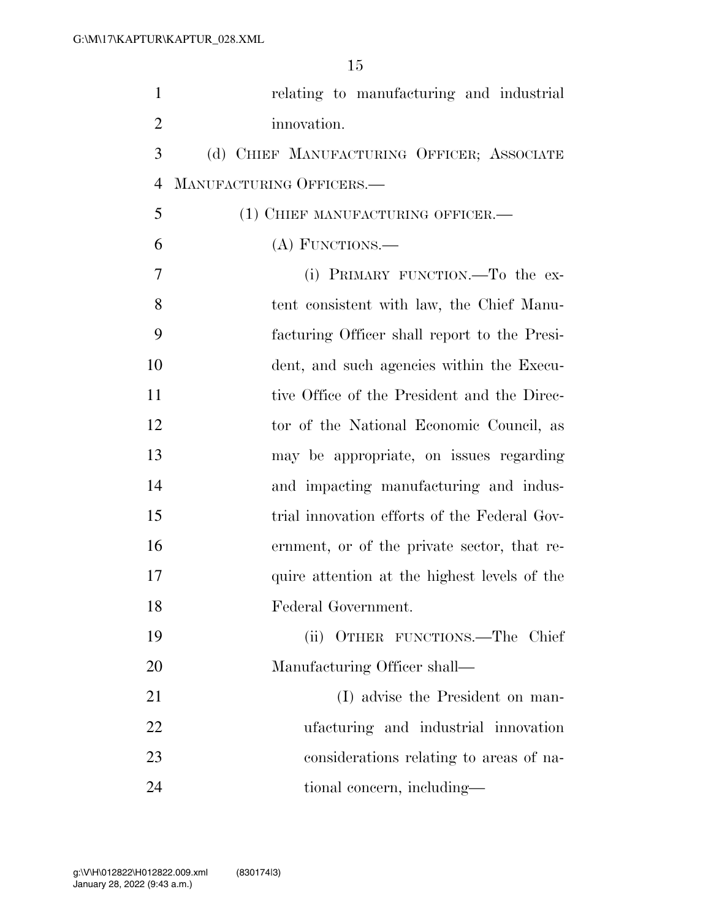relating to manufacturing and industrial innovation.

(d) CHIEF MANUFACTURING OFFICER; ASSOCIATE MANUFACTURING OFFICERS.—

(1) CHIEF MANUFACTURING OFFICER.—

(A) FUNCTIONS.—

(i) PRIMARY FUNCTION.—To the extent consistent with law, the Chief Manufacturing Officer shall report to the President, and such agencies within the Executive Office of the President and the Director of the National Economic Council, as may be appropriate, on issues regarding and impacting manufacturing and industrial innovation efforts of the Federal Government, or of the private sector, that require attention at the highest levels of the Federal Government.

(ii) OTHER FUNCTIONS.—The Chief Manufacturing Officer shall—

(I) advise the President on manufacturing and industrial innovation considerations relating to areas of national concern, including—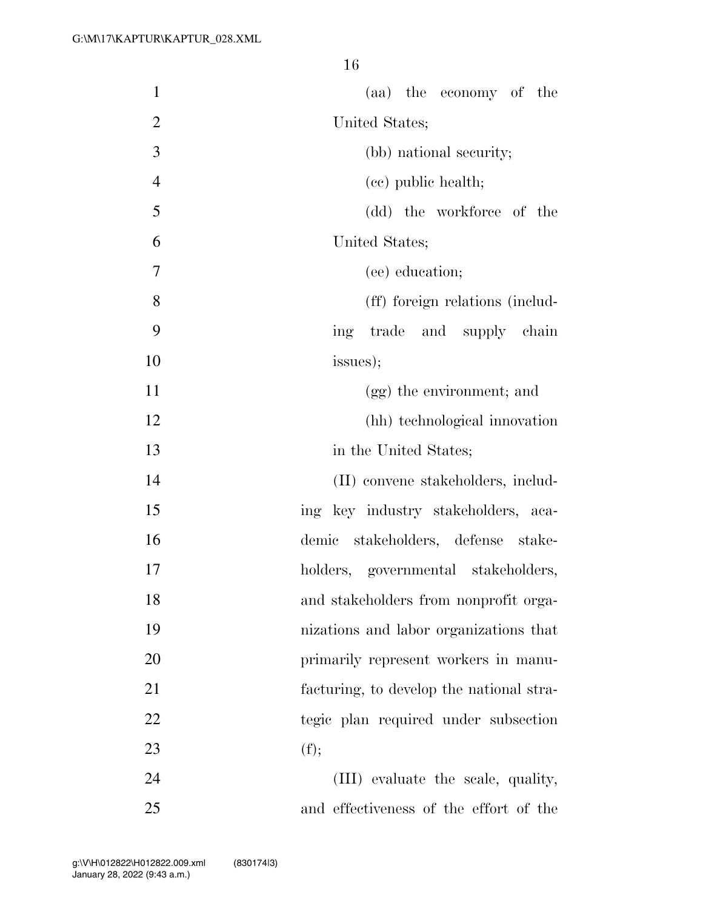(aa) the economy of the United States;

(bb) national security;

(cc) public health;

(dd) the workforce of the United States;

(ee) education;

(ff) foreign relations (including trade and supply chain issues);

(gg) the environment; and

(hh) technological innovation in the United States;

(II) convene stakeholders, including key industry stakeholders, academic stakeholders, defense stakeholders, governmental stakeholders, and stakeholders from nonprofit organizations and labor organizations that primarily represent workers in manufacturing, to develop the national strategic plan required under subsection (f);

(III) evaluate the scale, quality, and effectiveness of the effort of the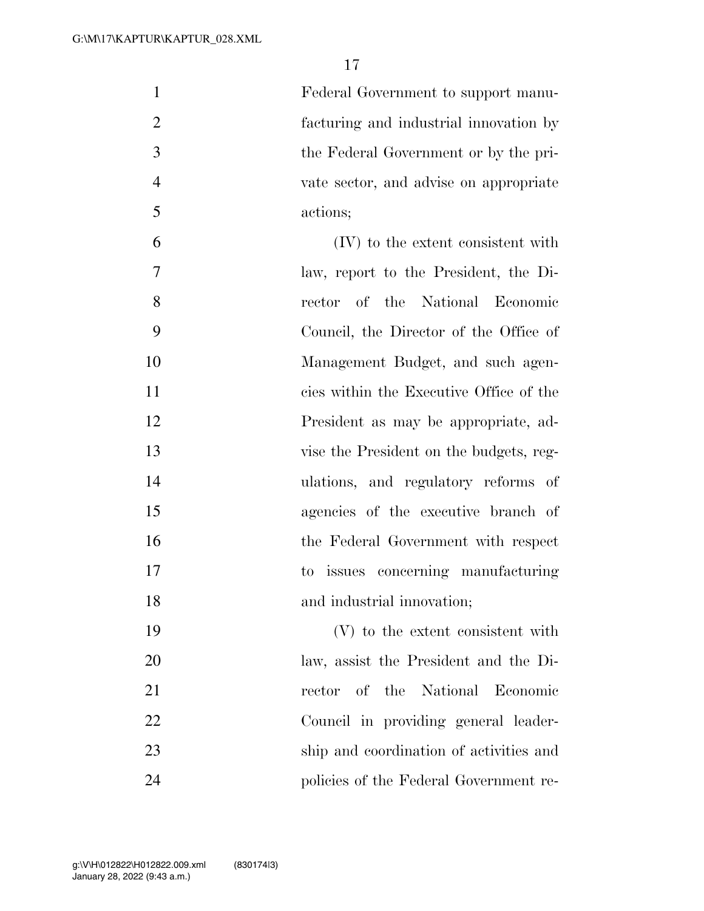Federal Government to support manufacturing and industrial innovation by the Federal Government or by the private sector, and advise on appropriate actions;

(IV) to the extent consistent with law, report to the President, the Director of the National Economic Council, the Director of the Office of Management Budget, and such agencies within the Executive Office of the President as may be appropriate, advise the President on the budgets, regulations, and regulatory reforms of agencies of the executive branch of the Federal Government with respect to issues concerning manufacturing and industrial innovation;

(V) to the extent consistent with law, assist the President and the Director of the National Economic Council in providing general leadership and coordination of activities and policies of the Federal Government re-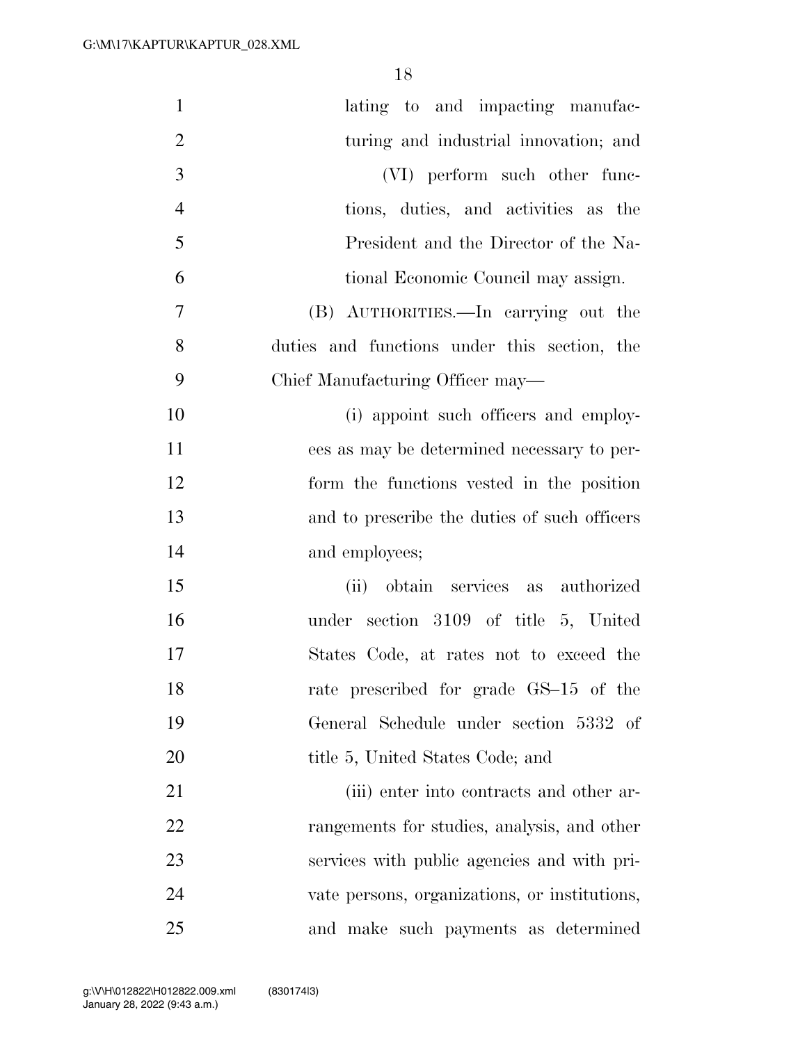lating to and impacting manufacturing and industrial innovation; and

(VI) perform such other functions, duties, and activities as the President and the Director of the National Economic Council may assign.

(B) AUTHORITIES.—In carrying out the duties and functions under this section, the Chief Manufacturing Officer may—

(i) appoint such officers and employees as may be determined necessary to perform the functions vested in the position and to prescribe the duties of such officers and employees;

(ii) obtain services as authorized under section 3109 of title 5, United States Code, at rates not to exceed the rate prescribed for grade GS–15 of the General Schedule under section 5332 of title 5, United States Code; and

(iii) enter into contracts and other arrangements for studies, analysis, and other services with public agencies and with private persons, organizations, or institutions, and make such payments as determined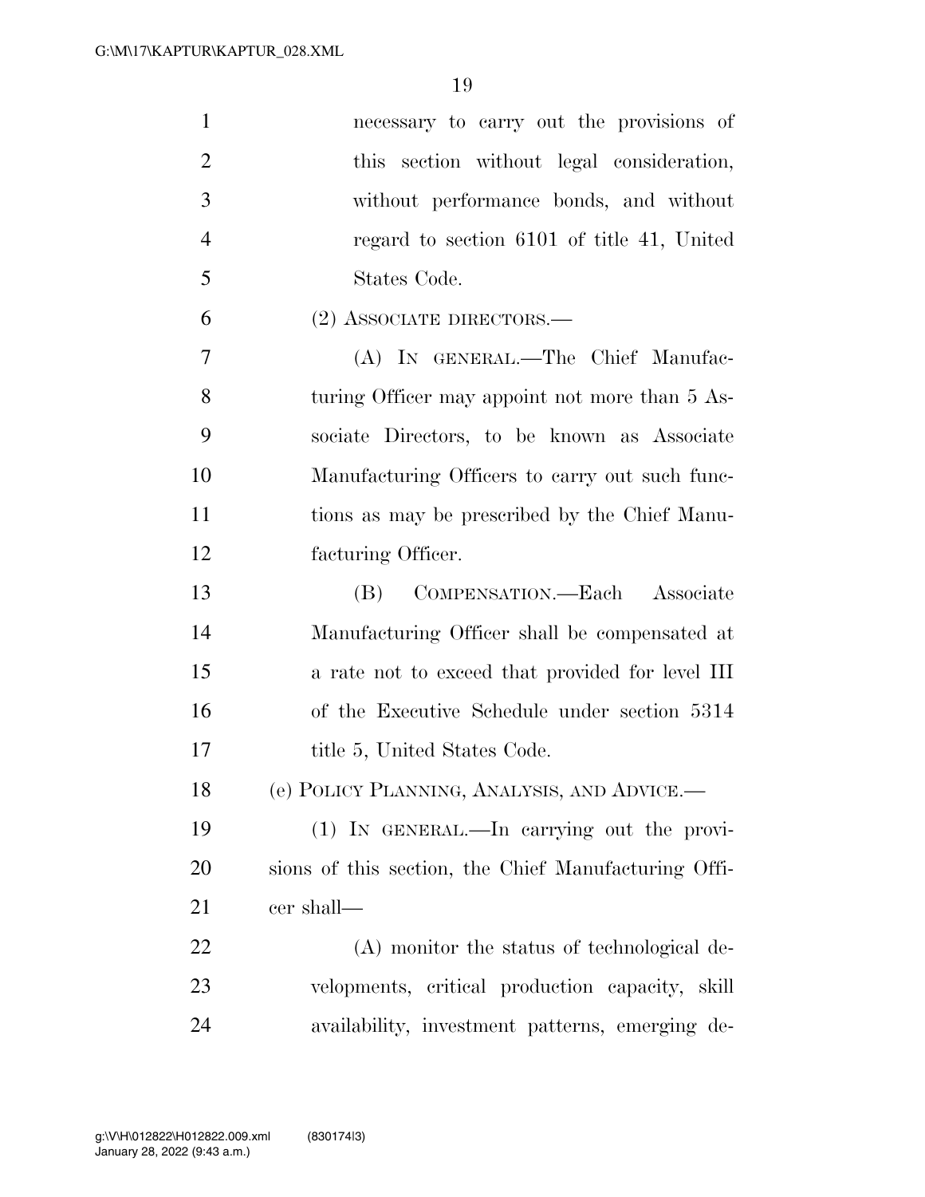necessary to carry out the provisions of this section without legal consideration, without performance bonds, and without regard to section 6101 of title 41, United States Code.

(2) ASSOCIATE DIRECTORS.—

(A) IN GENERAL.—The Chief Manufacturing Officer may appoint not more than 5 Associate Directors, to be known as Associate Manufacturing Officers to carry out such functions as may be prescribed by the Chief Manufacturing Officer.

(B) COMPENSATION.—Each Associate Manufacturing Officer shall be compensated at a rate not to exceed that provided for level III of the Executive Schedule under section 5314 title 5, United States Code.

(e) POLICY PLANNING, ANALYSIS, AND ADVICE.—

(1) IN GENERAL.—In carrying out the provisions of this section, the Chief Manufacturing Officer shall—

(A) monitor the status of technological developments, critical production capacity, skill availability, investment patterns, emerging de-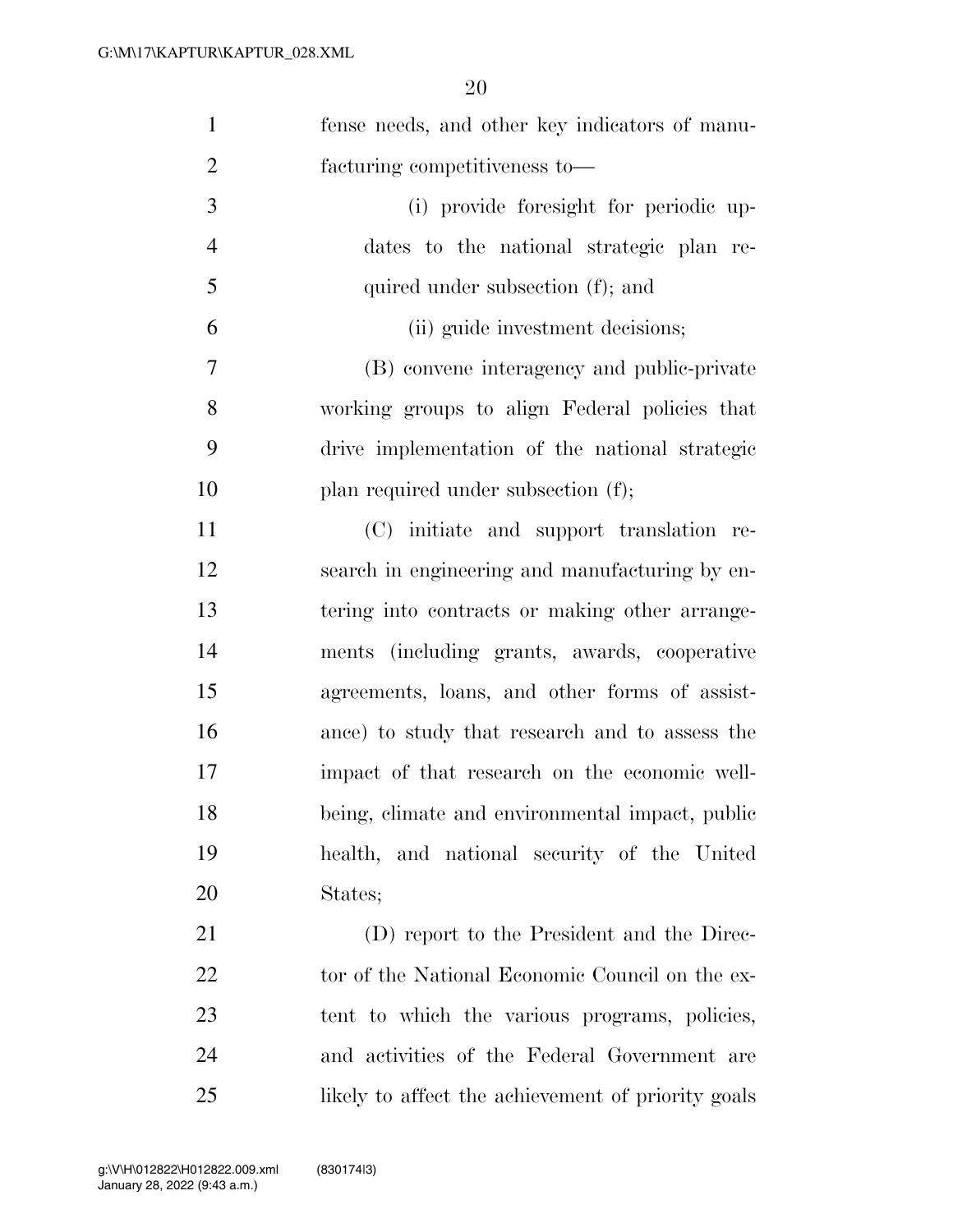fense needs, and other key indicators of manufacturing competitiveness to—

(i) provide foresight for periodic updates to the national strategic plan required under subsection (f); and

(ii) guide investment decisions;

(B) convene interagency and public-private working groups to align Federal policies that drive implementation of the national strategic plan required under subsection (f);

(C) initiate and support translation research in engineering and manufacturing by entering into contracts or making other arrangements (including grants, awards, cooperative agreements, loans, and other forms of assistance) to study that research and to assess the impact of that research on the economic well-being, climate and environmental impact, public health, and national security of the United States;

(D) report to the President and the Director of the National Economic Council on the extent to which the various programs, policies, and activities of the Federal Government are likely to affect the achievement of priority goals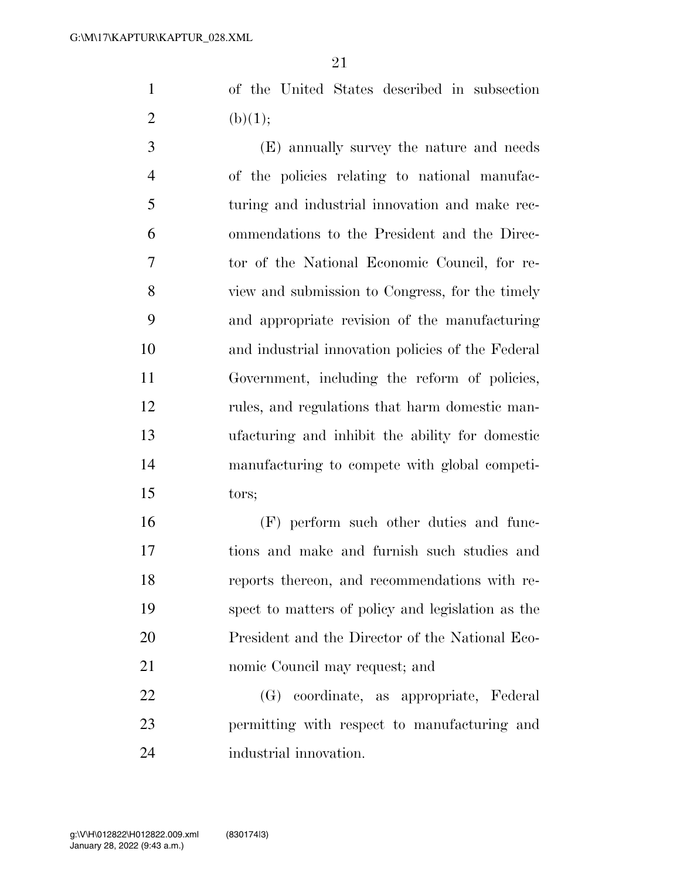of the United States described in subsection (b)(1);

(E) annually survey the nature and needs of the policies relating to national manufacturing and industrial innovation and make recommendations to the President and the Director of the National Economic Council, for review and submission to Congress, for the timely and appropriate revision of the manufacturing and industrial innovation policies of the Federal Government, including the reform of policies, rules, and regulations that harm domestic manufacturing and inhibit the ability for domestic manufacturing to compete with global competitors;

(F) perform such other duties and functions and make and furnish such studies and reports thereon, and recommendations with respect to matters of policy and legislation as the President and the Director of the National Economic Council may request; and

(G) coordinate, as appropriate, Federal permitting with respect to manufacturing and industrial innovation.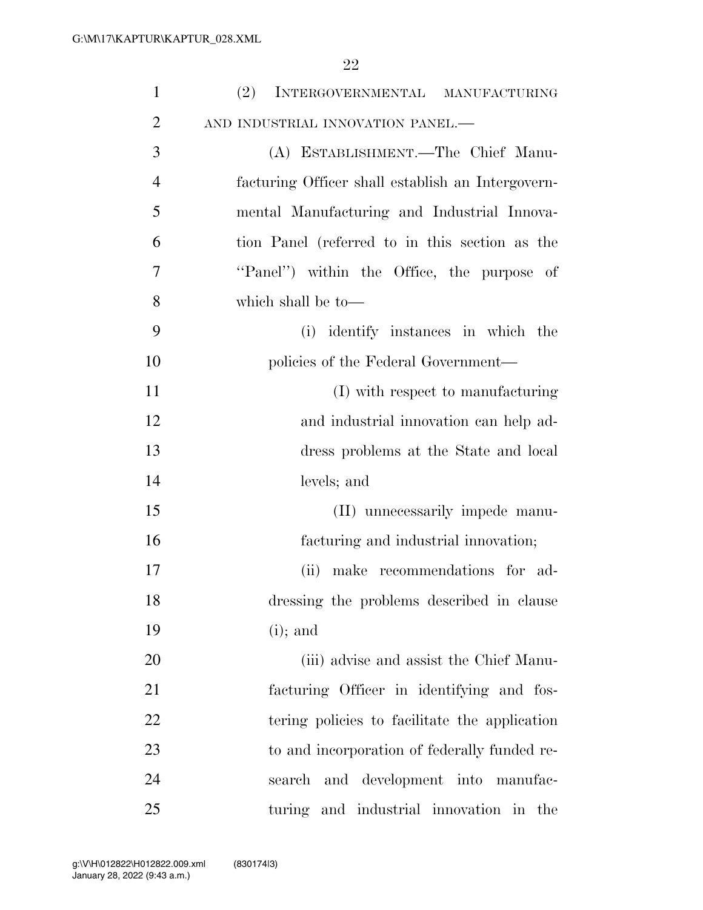(2) INTERGOVERNMENTAL MANUFACTURING AND INDUSTRIAL INNOVATION PANEL.—

(A) ESTABLISHMENT.—The Chief Manufacturing Officer shall establish an Intergovernmental Manufacturing and Industrial Innovation Panel (referred to in this section as the ''Panel'') within the Office, the purpose of which shall be to—

(i) identify instances in which the policies of the Federal Government—

(I) with respect to manufacturing and industrial innovation can help address problems at the State and local levels; and

(II) unnecessarily impede manufacturing and industrial innovation;

(ii) make recommendations for addressing the problems described in clause (i); and

(iii) advise and assist the Chief Manufacturing Officer in identifying and fostering policies to facilitate the application to and incorporation of federally funded research and development into manufacturing and industrial innovation in the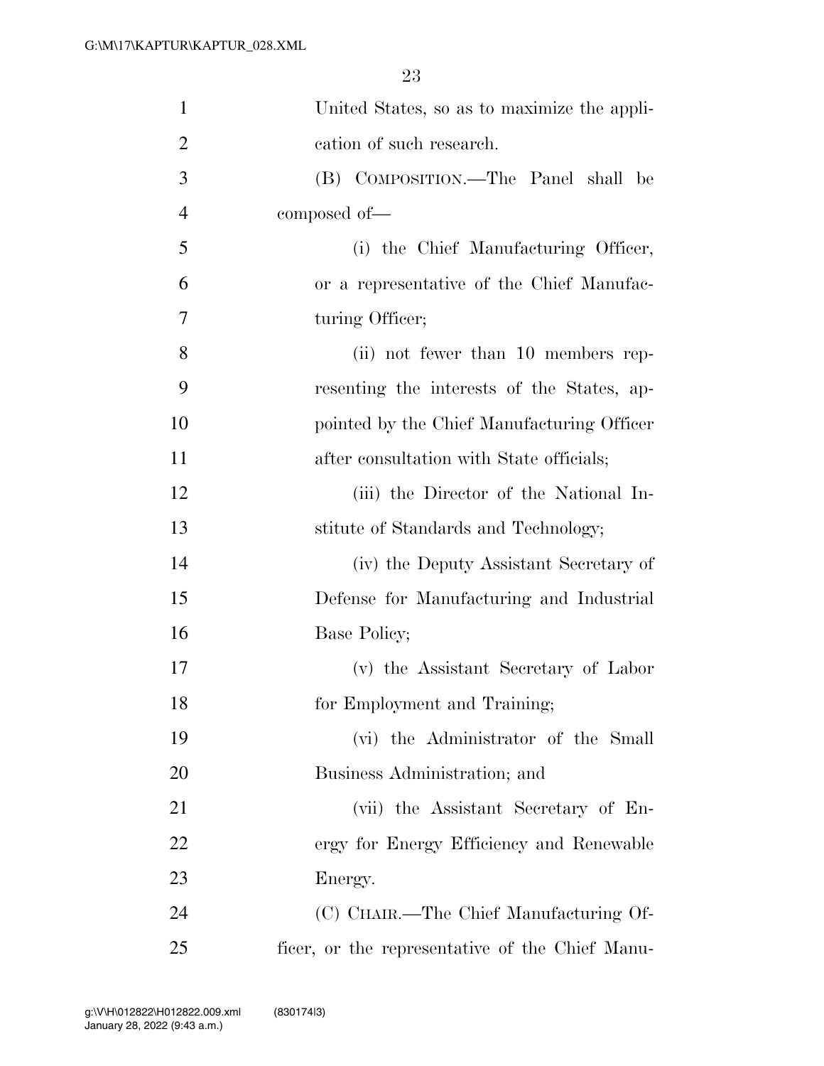United States, so as to maximize the application of such research.

(B) COMPOSITION.—The Panel shall be composed of—

(i) the Chief Manufacturing Officer, or a representative of the Chief Manufacturing Officer;

(ii) not fewer than 10 members representing the interests of the States, appointed by the Chief Manufacturing Officer after consultation with State officials;

(iii) the Director of the National Institute of Standards and Technology;

(iv) the Deputy Assistant Secretary of Defense for Manufacturing and Industrial Base Policy;

(v) the Assistant Secretary of Labor for Employment and Training;

(vi) the Administrator of the Small Business Administration; and

(vii) the Assistant Secretary of Energy for Energy Efficiency and Renewable Energy.

(C) CHAIR.—The Chief Manufacturing Officer, or the representative of the Chief Manu-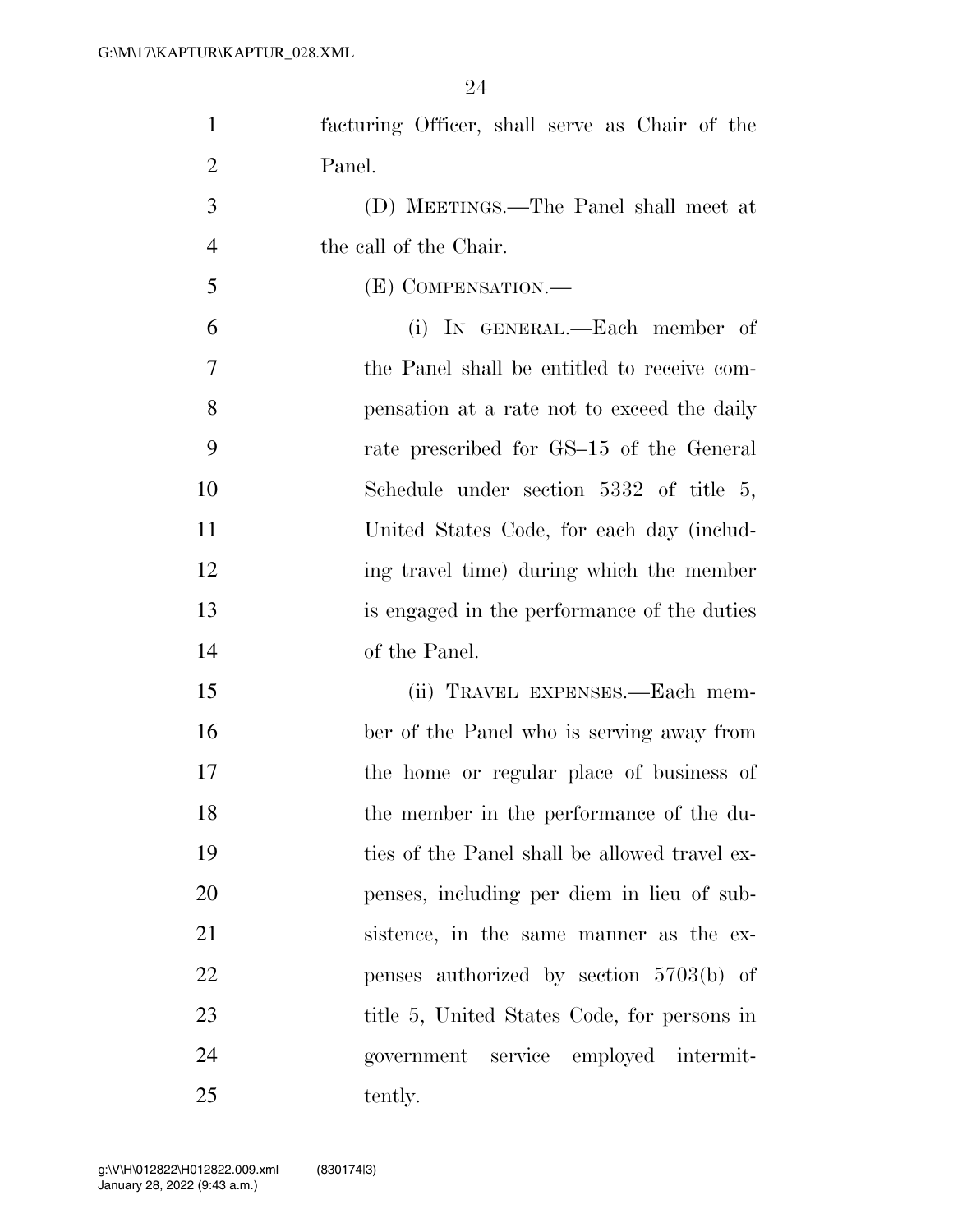facturing Officer, shall serve as Chair of the Panel.

(D) MEETINGS.—The Panel shall meet at the call of the Chair.

(E) COMPENSATION.—

(i) IN GENERAL.—Each member of the Panel shall be entitled to receive compensation at a rate not to exceed the daily rate prescribed for GS–15 of the General Schedule under section 5332 of title 5, United States Code, for each day (including travel time) during which the member is engaged in the performance of the duties of the Panel.

(ii) TRAVEL EXPENSES.—Each member of the Panel who is serving away from the home or regular place of business of the member in the performance of the duties of the Panel shall be allowed travel expenses, including per diem in lieu of subsistence, in the same manner as the expenses authorized by section 5703(b) of title 5, United States Code, for persons in government service employed intermittently.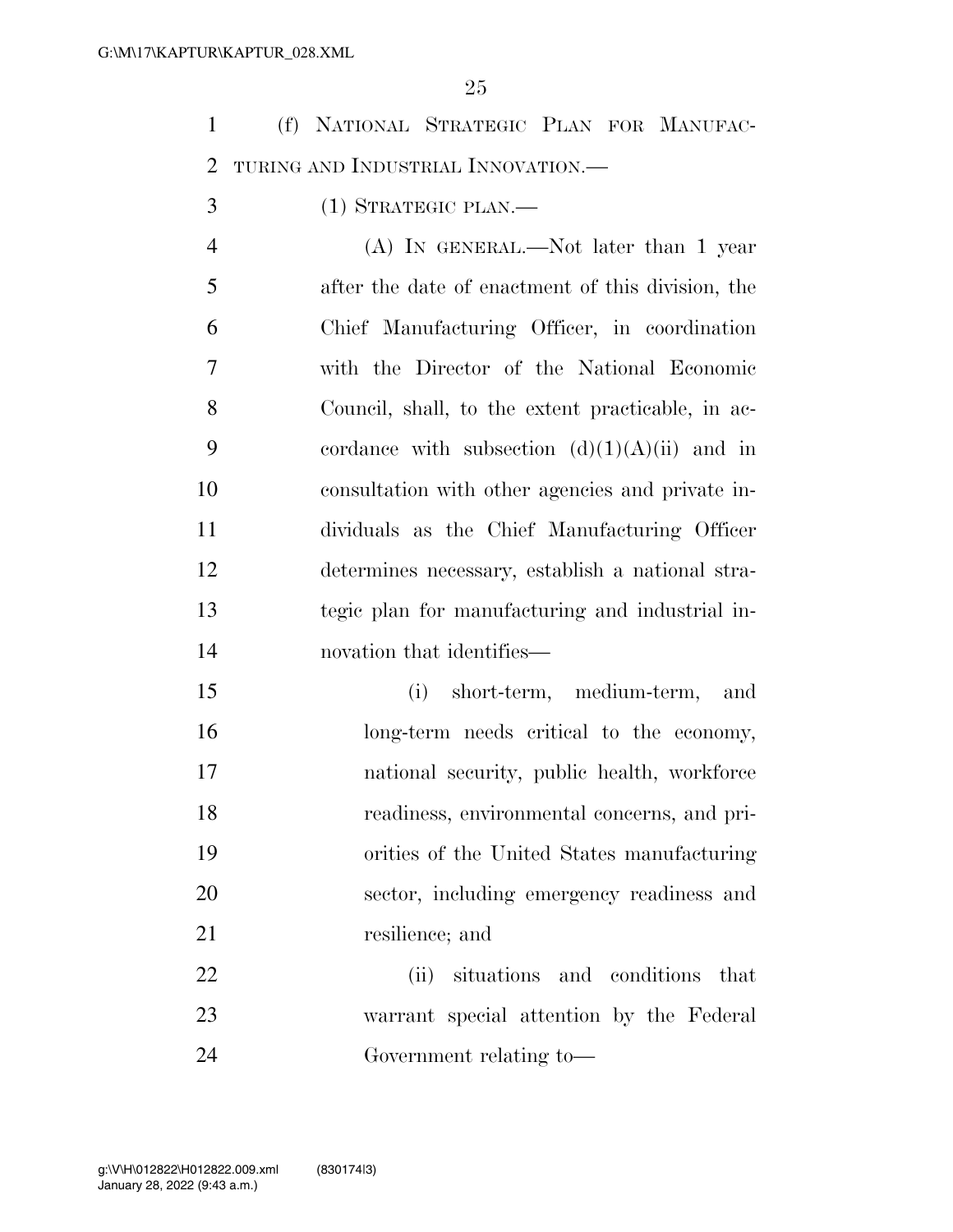(f) NATIONAL STRATEGIC PLAN FOR MANUFACTURING AND INDUSTRIAL INNOVATION.—

(1) STRATEGIC PLAN.—

(A) IN GENERAL.—Not later than 1 year after the date of enactment of this division, the Chief Manufacturing Officer, in coordination with the Director of the National Economic Council, shall, to the extent practicable, in accordance with subsection (d)(1)(A)(ii) and in consultation with other agencies and private individuals as the Chief Manufacturing Officer determines necessary, establish a national strategic plan for manufacturing and industrial innovation that identifies—

(i) short-term, medium-term, and long-term needs critical to the economy, national security, public health, workforce readiness, environmental concerns, and priorities of the United States manufacturing sector, including emergency readiness and resilience; and

(ii) situations and conditions that warrant special attention by the Federal Government relating to—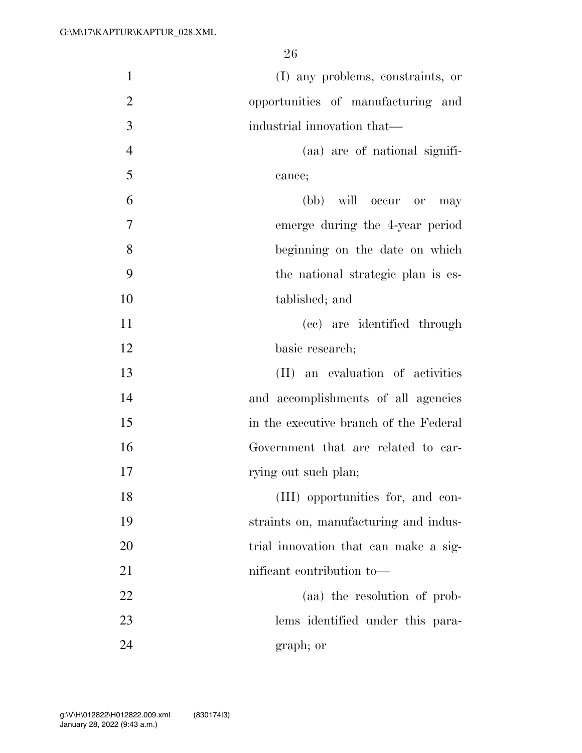(I) any problems, constraints, or opportunities of manufacturing and industrial innovation that—

(aa) are of national significance;

(bb) will occur or may emerge during the 4-year period beginning on the date on which the national strategic plan is established; and

(cc) are identified through basic research;

(II) an evaluation of activities and accomplishments of all agencies in the executive branch of the Federal Government that are related to carrying out such plan;

(III) opportunities for, and constraints on, manufacturing and industrial innovation that can make a significant contribution to—

(aa) the resolution of problems identified under this paragraph; or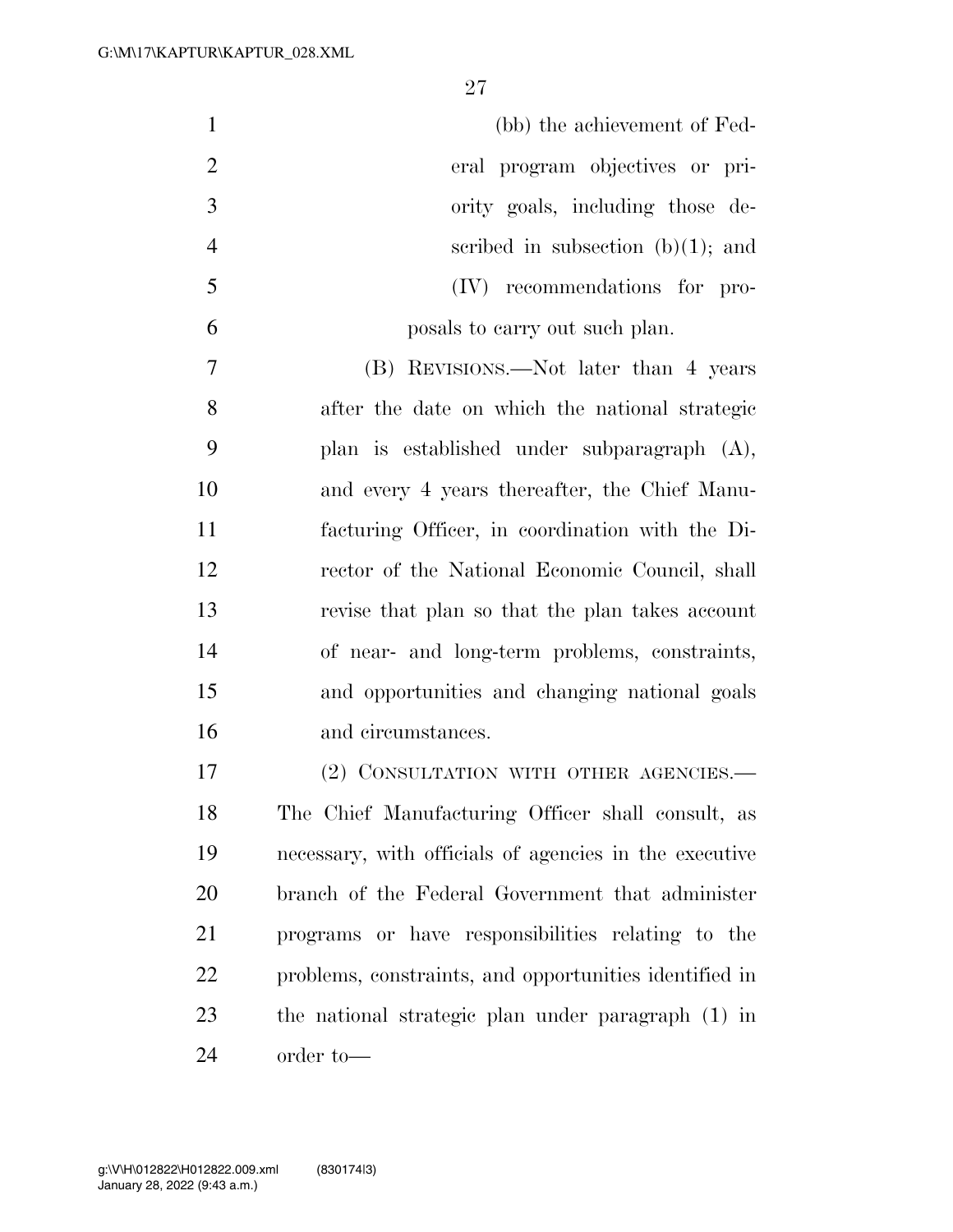(bb) the achievement of Federal program objectives or priority goals, including those described in subsection (b)(1); and

(IV) recommendations for proposals to carry out such plan.

(B) REVISIONS.—Not later than 4 years after the date on which the national strategic plan is established under subparagraph (A), and every 4 years thereafter, the Chief Manufacturing Officer, in coordination with the Director of the National Economic Council, shall revise that plan so that the plan takes account of near- and long-term problems, constraints, and opportunities and changing national goals and circumstances.

(2) CONSULTATION WITH OTHER AGENCIES.—The Chief Manufacturing Officer shall consult, as necessary, with officials of agencies in the executive branch of the Federal Government that administer programs or have responsibilities relating to the problems, constraints, and opportunities identified in the national strategic plan under paragraph (1) in order to—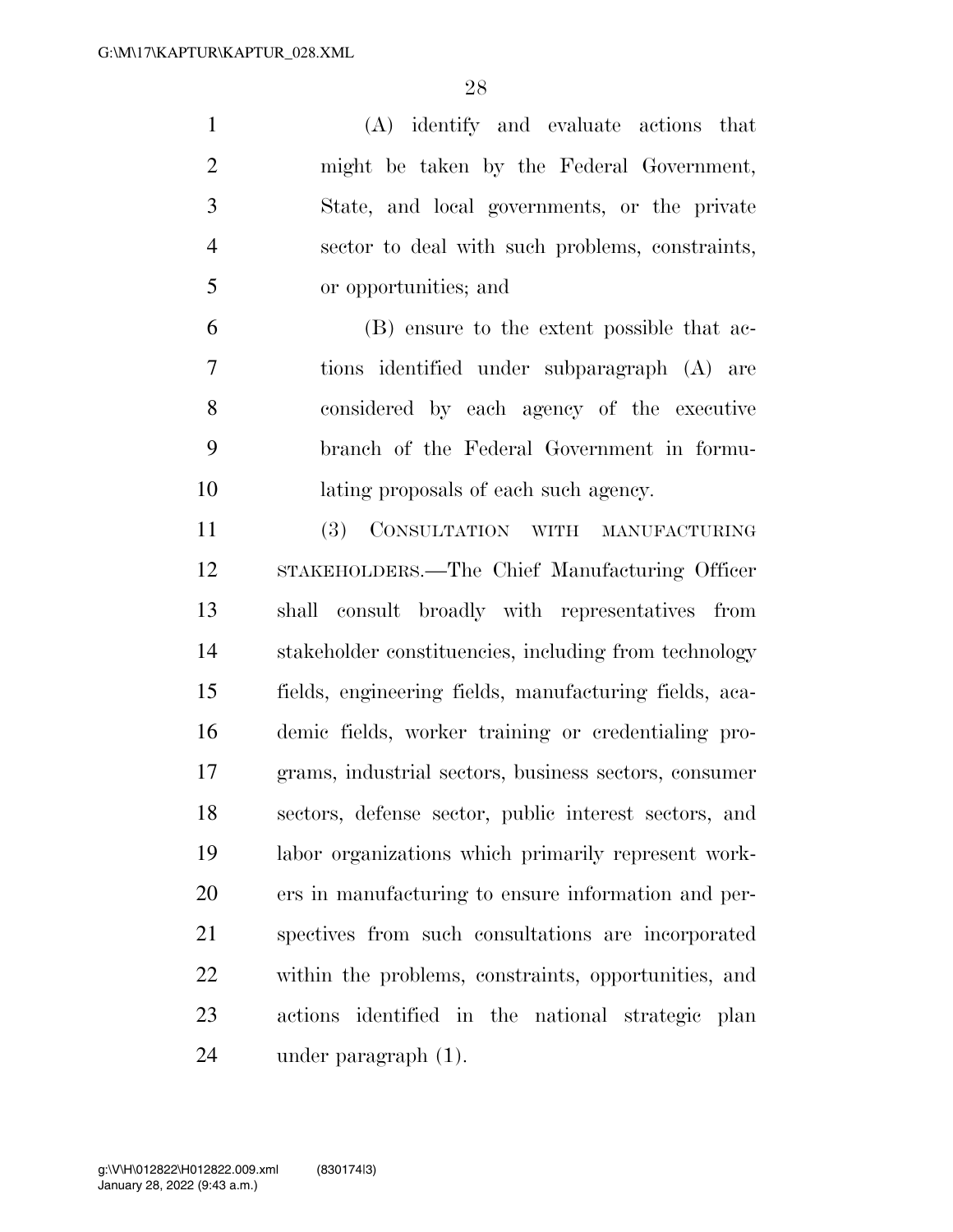(A) identify and evaluate actions that might be taken by the Federal Government, State, and local governments, or the private sector to deal with such problems, constraints, or opportunities; and

(B) ensure to the extent possible that actions identified under subparagraph (A) are considered by each agency of the executive branch of the Federal Government in formulating proposals of each such agency.

(3) CONSULTATION WITH MANUFACTURING STAKEHOLDERS.—The Chief Manufacturing Officer shall consult broadly with representatives from stakeholder constituencies, including from technology fields, engineering fields, manufacturing fields, academic fields, worker training or credentialing programs, industrial sectors, business sectors, consumer sectors, defense sector, public interest sectors, and labor organizations which primarily represent workers in manufacturing to ensure information and perspectives from such consultations are incorporated within the problems, constraints, opportunities, and actions identified in the national strategic plan under paragraph (1).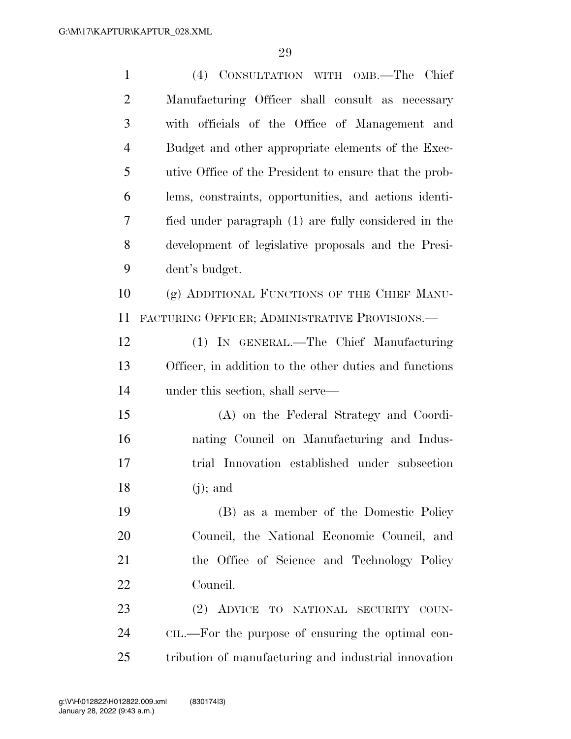(4) CONSULTATION WITH OMB.—The Chief Manufacturing Officer shall consult as necessary with officials of the Office of Management and Budget and other appropriate elements of the Executive Office of the President to ensure that the problems, constraints, opportunities, and actions identified under paragraph (1) are fully considered in the development of legislative proposals and the President's budget.

(g) ADDITIONAL FUNCTIONS OF THE CHIEF MANUFACTURING OFFICER; ADMINISTRATIVE PROVISIONS.—

(1) IN GENERAL.—The Chief Manufacturing Officer, in addition to the other duties and functions under this section, shall serve—

(A) on the Federal Strategy and Coordinating Council on Manufacturing and Industrial Innovation established under subsection (j); and

(B) as a member of the Domestic Policy Council, the National Economic Council, and the Office of Science and Technology Policy Council.

(2) ADVICE TO NATIONAL SECURITY COUNCIL.—For the purpose of ensuring the optimal contribution of manufacturing and industrial innovation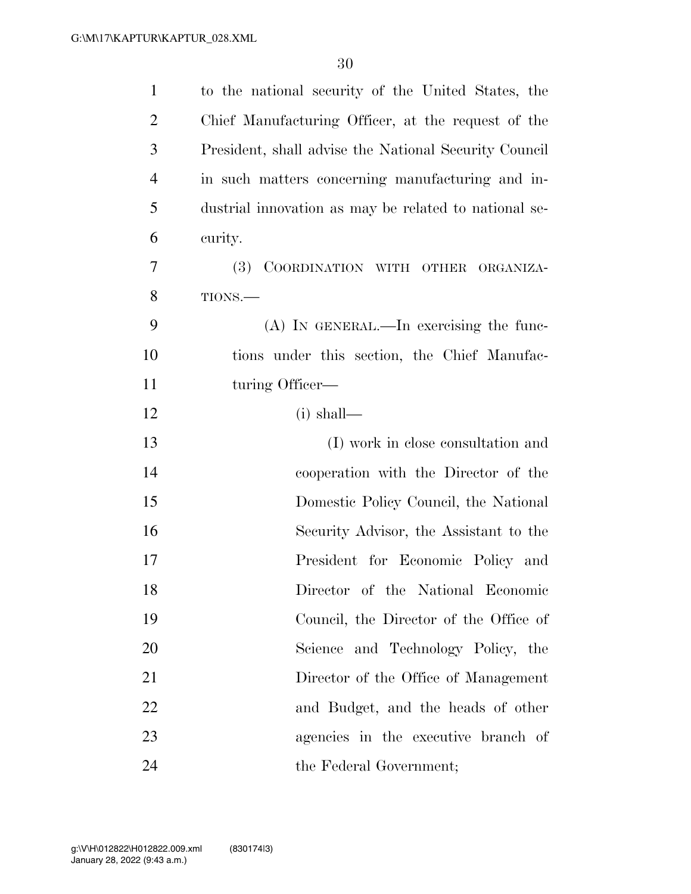to the national security of the United States, the Chief Manufacturing Officer, at the request of the President, shall advise the National Security Council in such matters concerning manufacturing and industrial innovation as may be related to national security.

(3) COORDINATION WITH OTHER ORGANIZATIONS.—

(A) IN GENERAL.—In exercising the functions under this section, the Chief Manufacturing Officer—

(i) shall—

(I) work in close consultation and cooperation with the Director of the Domestic Policy Council, the National Security Advisor, the Assistant to the President for Economic Policy and Director of the National Economic Council, the Director of the Office of Science and Technology Policy, the Director of the Office of Management and Budget, and the heads of other agencies in the executive branch of the Federal Government;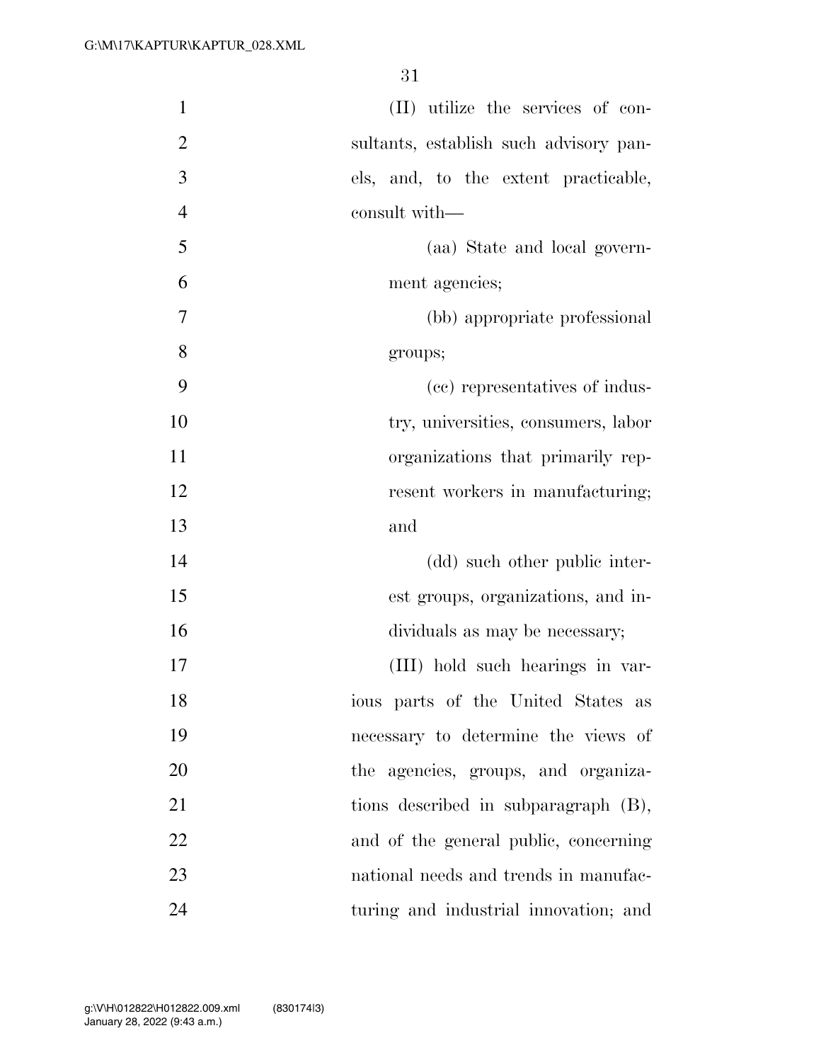(II) utilize the services of consultants, establish such advisory panels, and, to the extent practicable, consult with—

(aa) State and local government agencies;

(bb) appropriate professional groups;

(cc) representatives of industry, universities, consumers, labor organizations that primarily represent workers in manufacturing; and

(dd) such other public interest groups, organizations, and individuals as may be necessary;

(III) hold such hearings in various parts of the United States as necessary to determine the views of the agencies, groups, and organizations described in subparagraph (B), and of the general public, concerning national needs and trends in manufacturing and industrial innovation; and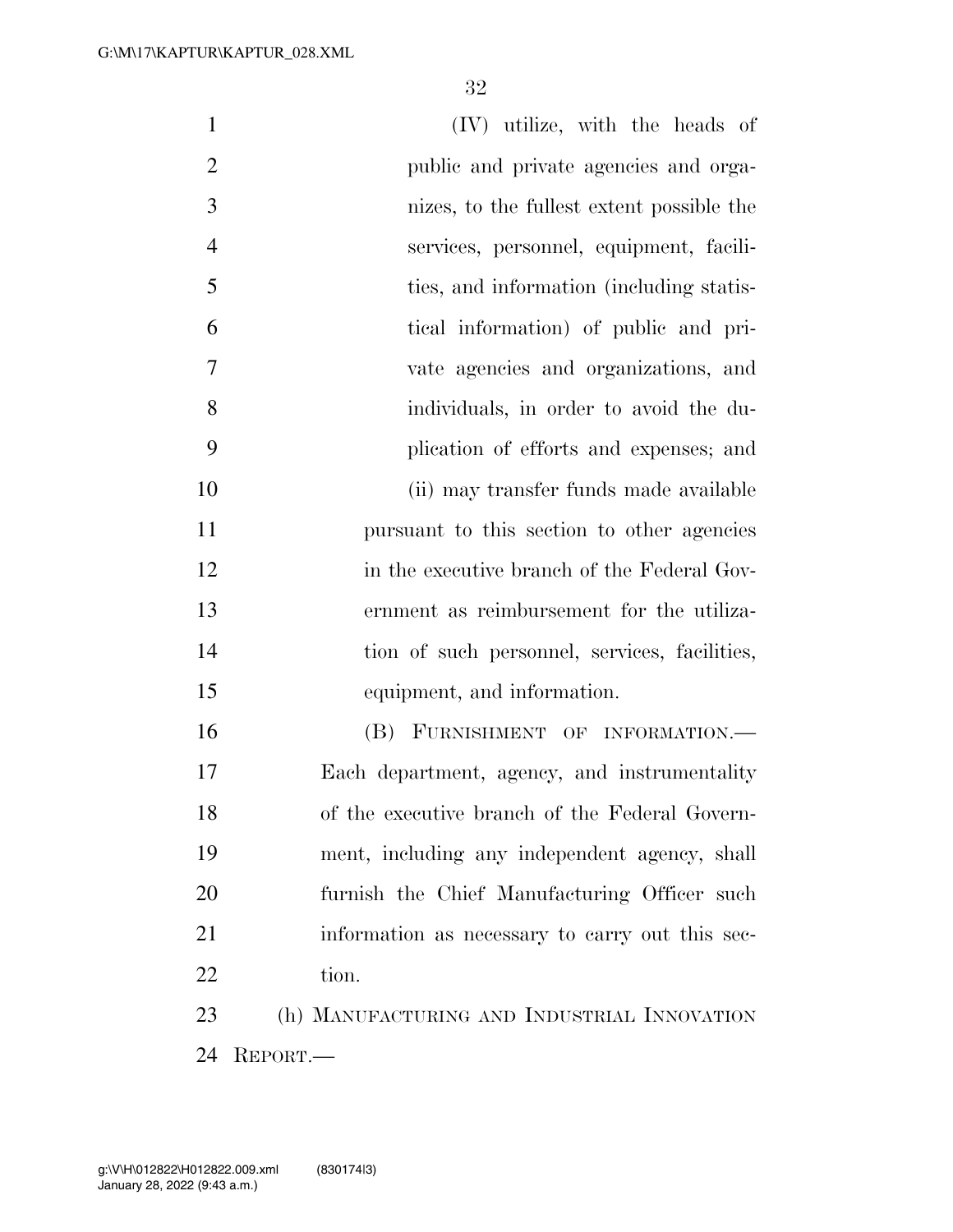(IV) utilize, with the heads of public and private agencies and organizes, to the fullest extent possible the services, personnel, equipment, facilities, and information (including statistical information) of public and private agencies and organizations, and individuals, in order to avoid the duplication of efforts and expenses; and

(ii) may transfer funds made available pursuant to this section to other agencies in the executive branch of the Federal Government as reimbursement for the utilization of such personnel, services, facilities, equipment, and information.

(B) FURNISHMENT OF INFORMATION.—Each department, agency, and instrumentality of the executive branch of the Federal Government, including any independent agency, shall furnish the Chief Manufacturing Officer such information as necessary to carry out this section.

(h) MANUFACTURING AND INDUSTRIAL INNOVATION REPORT.—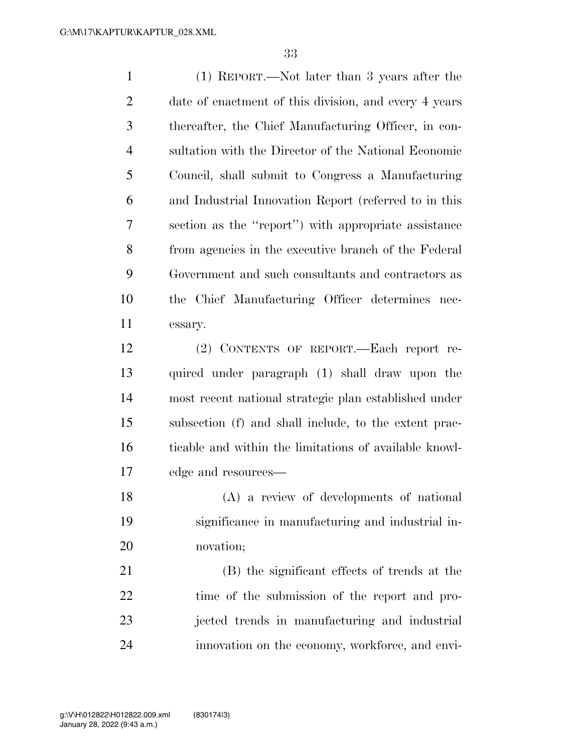(1) REPORT.—Not later than 3 years after the date of enactment of this division, and every 4 years thereafter, the Chief Manufacturing Officer, in consultation with the Director of the National Economic Council, shall submit to Congress a Manufacturing and Industrial Innovation Report (referred to in this section as the ''report'') with appropriate assistance from agencies in the executive branch of the Federal Government and such consultants and contractors as the Chief Manufacturing Officer determines necessary.

(2) CONTENTS OF REPORT.—Each report required under paragraph (1) shall draw upon the most recent national strategic plan established under subsection (f) and shall include, to the extent practicable and within the limitations of available knowledge and resources—

(A) a review of developments of national significance in manufacturing and industrial innovation;

(B) the significant effects of trends at the time of the submission of the report and projected trends in manufacturing and industrial innovation on the economy, workforce, and envi-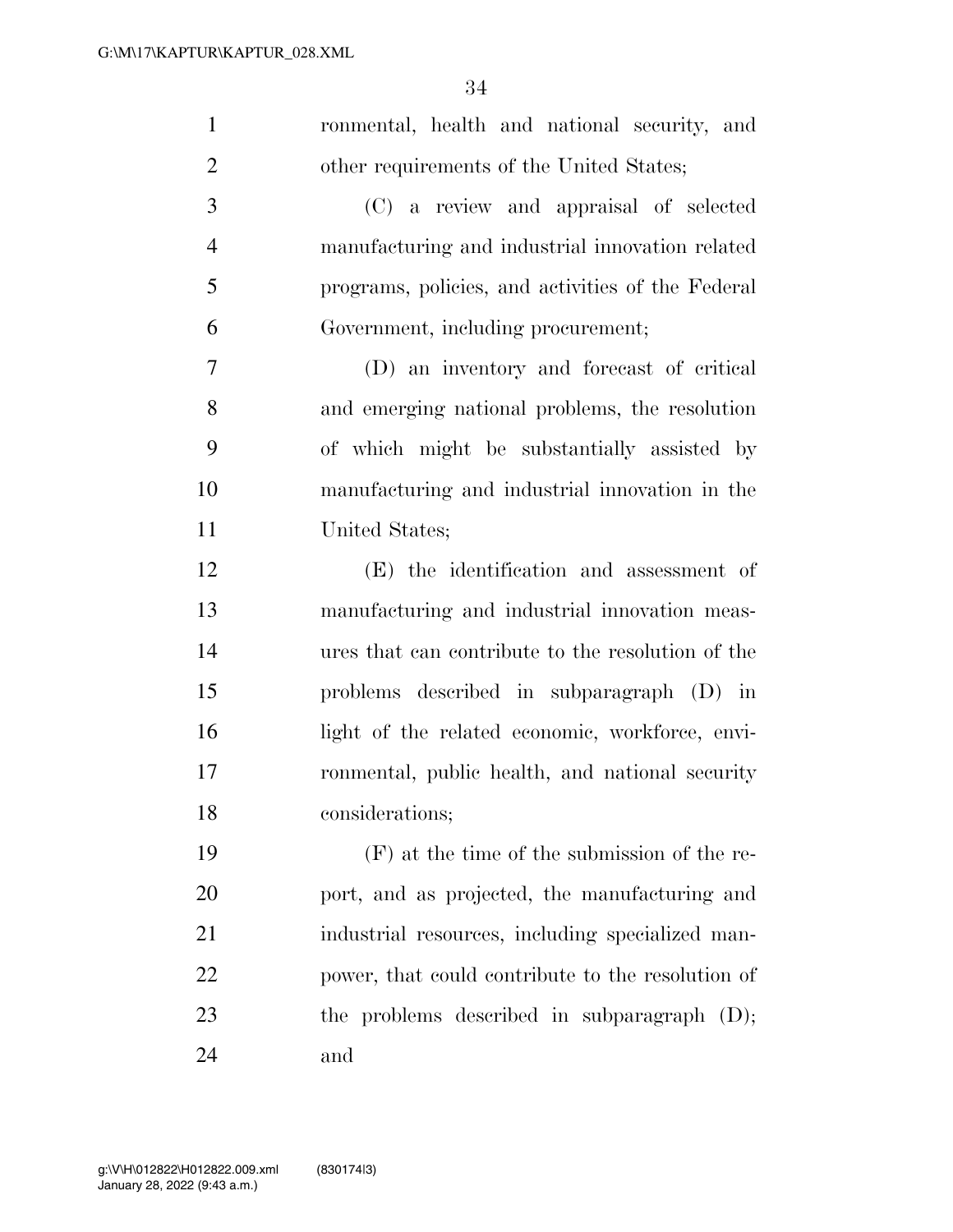ronmental, health and national security, and other requirements of the United States;

(C) a review and appraisal of selected manufacturing and industrial innovation related programs, policies, and activities of the Federal Government, including procurement;

(D) an inventory and forecast of critical and emerging national problems, the resolution of which might be substantially assisted by manufacturing and industrial innovation in the United States;

(E) the identification and assessment of manufacturing and industrial innovation measures that can contribute to the resolution of the problems described in subparagraph (D) in light of the related economic, workforce, environmental, public health, and national security considerations;

(F) at the time of the submission of the report, and as projected, the manufacturing and industrial resources, including specialized manpower, that could contribute to the resolution of the problems described in subparagraph (D); and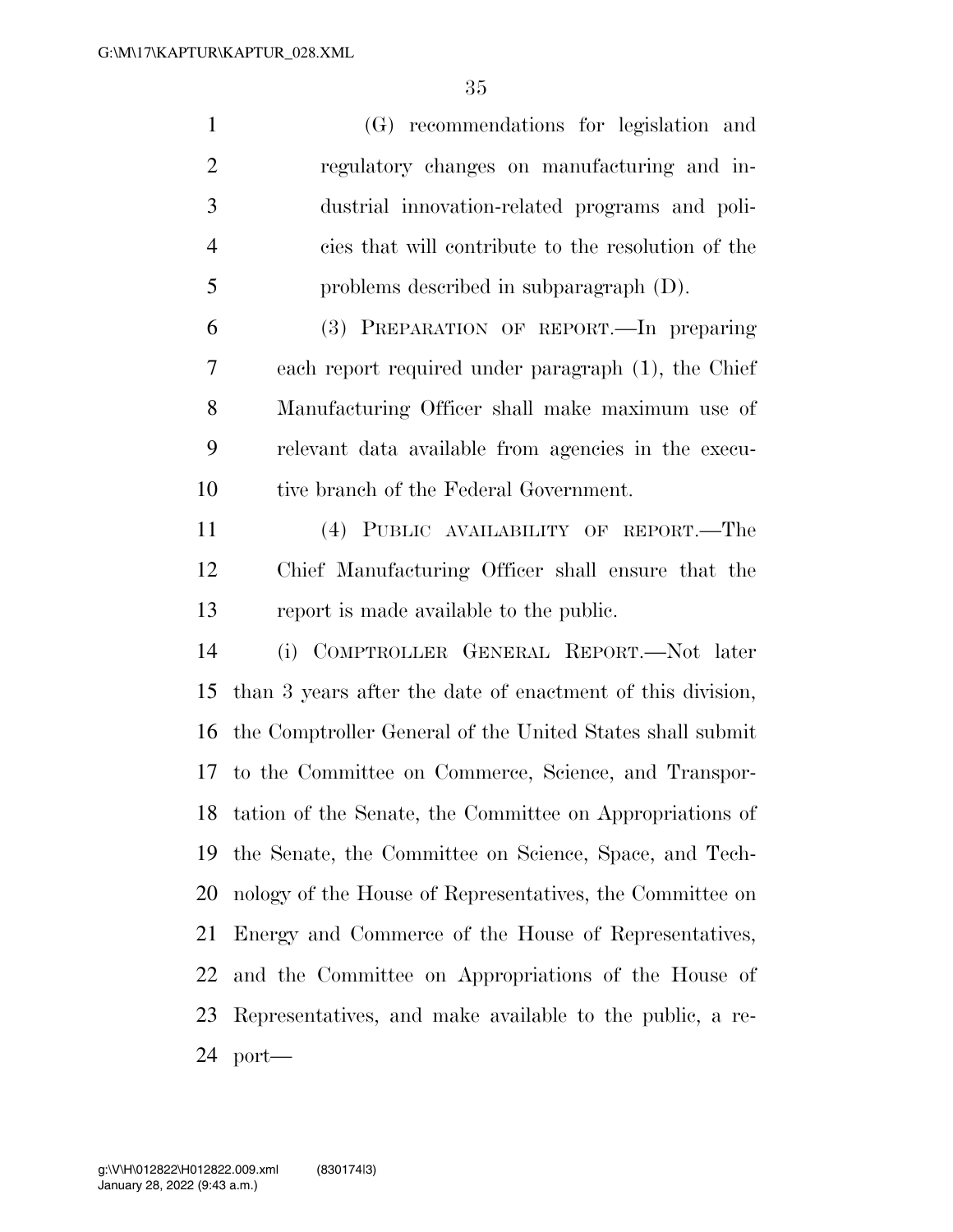(G) recommendations for legislation and regulatory changes on manufacturing and industrial innovation-related programs and policies that will contribute to the resolution of the problems described in subparagraph (D).

(3) PREPARATION OF REPORT.—In preparing each report required under paragraph (1), the Chief Manufacturing Officer shall make maximum use of relevant data available from agencies in the executive branch of the Federal Government.

(4) PUBLIC AVAILABILITY OF REPORT.—The Chief Manufacturing Officer shall ensure that the report is made available to the public.

(i) COMPTROLLER GENERAL REPORT.—Not later than 3 years after the date of enactment of this division, the Comptroller General of the United States shall submit to the Committee on Commerce, Science, and Transportation of the Senate, the Committee on Appropriations of the Senate, the Committee on Science, Space, and Technology of the House of Representatives, the Committee on Energy and Commerce of the House of Representatives, and the Committee on Appropriations of the House of Representatives, and make available to the public, a report—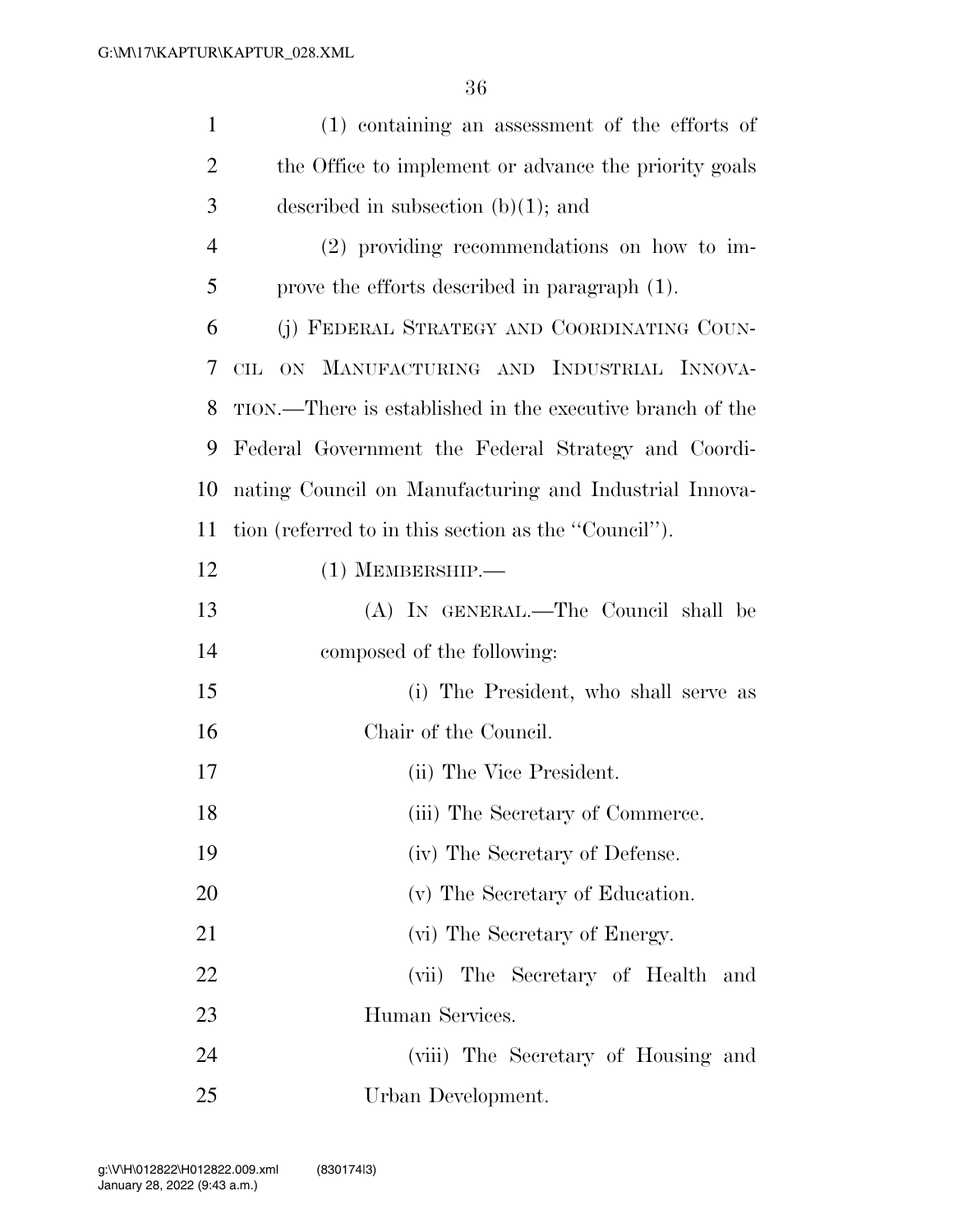(1) containing an assessment of the efforts of the Office to implement or advance the priority goals described in subsection (b)(1); and

(2) providing recommendations on how to improve the efforts described in paragraph (1).

(j) FEDERAL STRATEGY AND COORDINATING COUNCIL ON MANUFACTURING AND INDUSTRIAL INNOVATION.—There is established in the executive branch of the Federal Government the Federal Strategy and Coordinating Council on Manufacturing and Industrial Innovation (referred to in this section as the ''Council'').

(1) MEMBERSHIP.—

(A) IN GENERAL.—The Council shall be composed of the following:

(i) The President, who shall serve as Chair of the Council.

(ii) The Vice President.

(iii) The Secretary of Commerce.

(iv) The Secretary of Defense.

(v) The Secretary of Education.

(vi) The Secretary of Energy.

(vii) The Secretary of Health and Human Services.

(viii) The Secretary of Housing and Urban Development.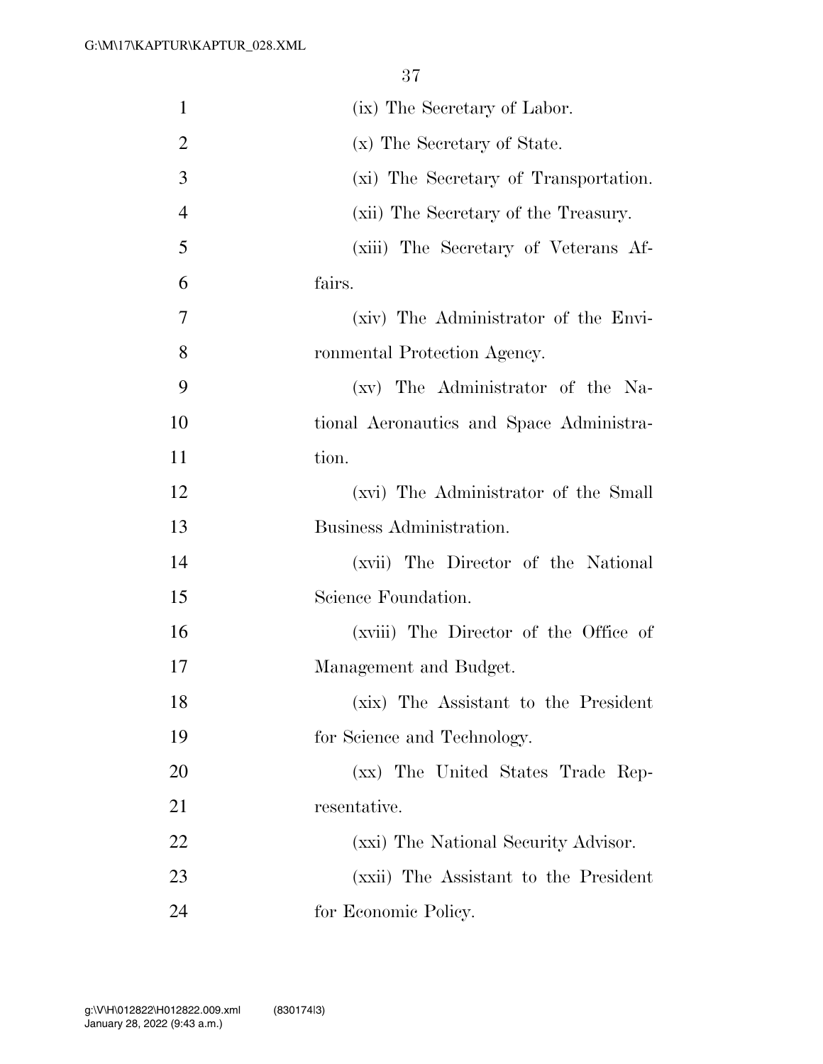(ix) The Secretary of Labor.

(x) The Secretary of State.

(xi) The Secretary of Transportation.

(xii) The Secretary of the Treasury.

(xiii) The Secretary of Veterans Affairs.

(xiv) The Administrator of the Environmental Protection Agency.

(xv) The Administrator of the National Aeronautics and Space Administration.

(xvi) The Administrator of the Small Business Administration.

(xvii) The Director of the National Science Foundation.

(xviii) The Director of the Office of Management and Budget.

(xix) The Assistant to the President for Science and Technology.

(xx) The United States Trade Representative.

(xxi) The National Security Advisor.

(xxii) The Assistant to the President for Economic Policy.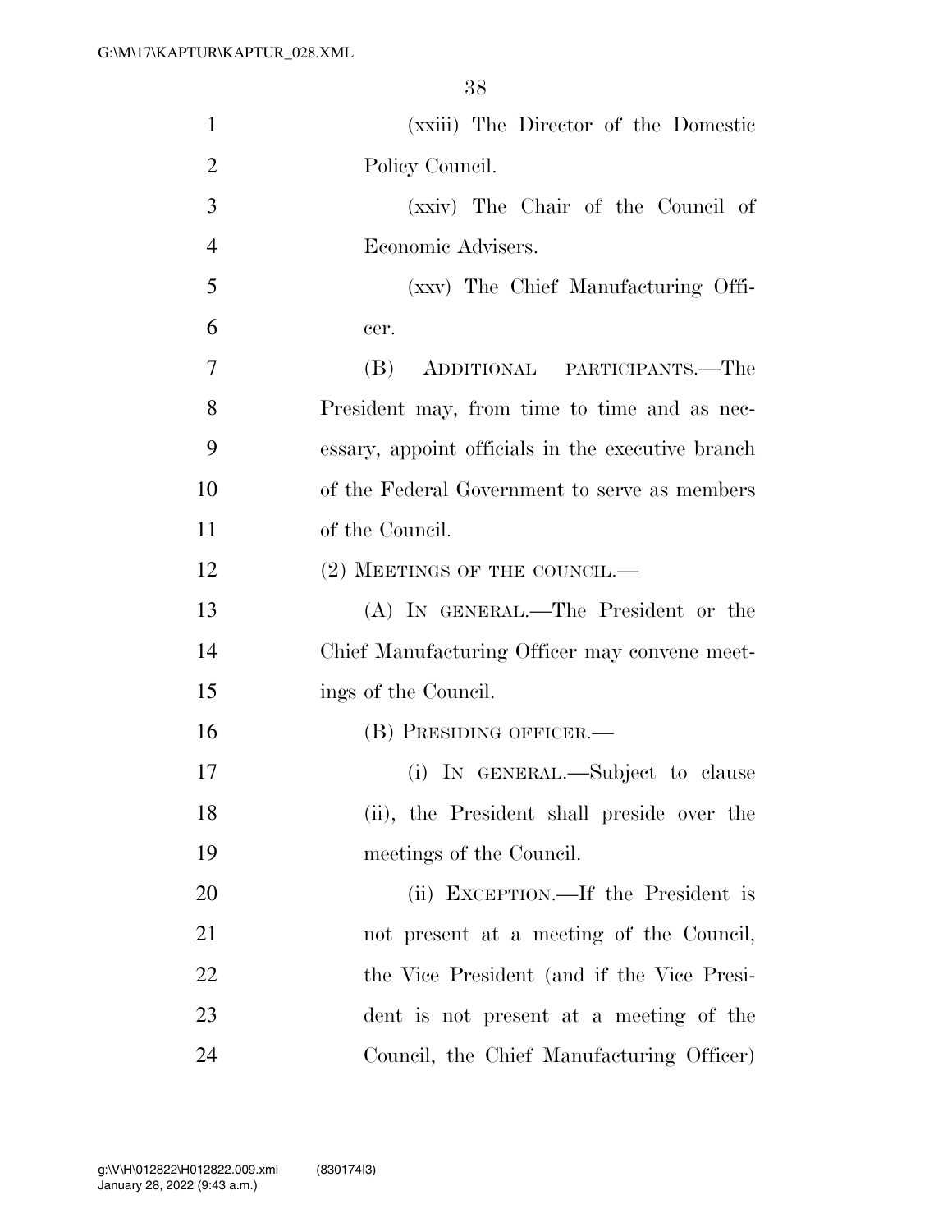(xxiii) The Director of the Domestic Policy Council.

(xxiv) The Chair of the Council of Economic Advisers.

(xxv) The Chief Manufacturing Officer.

(B) ADDITIONAL PARTICIPANTS.—The President may, from time to time and as necessary, appoint officials in the executive branch of the Federal Government to serve as members of the Council.

(2) MEETINGS OF THE COUNCIL.—

(A) IN GENERAL.—The President or the Chief Manufacturing Officer may convene meetings of the Council.

(B) PRESIDING OFFICER.—

(i) IN GENERAL.—Subject to clause (ii), the President shall preside over the meetings of the Council.

(ii) EXCEPTION.—If the President is not present at a meeting of the Council, the Vice President (and if the Vice President is not present at a meeting of the Council, the Chief Manufacturing Officer)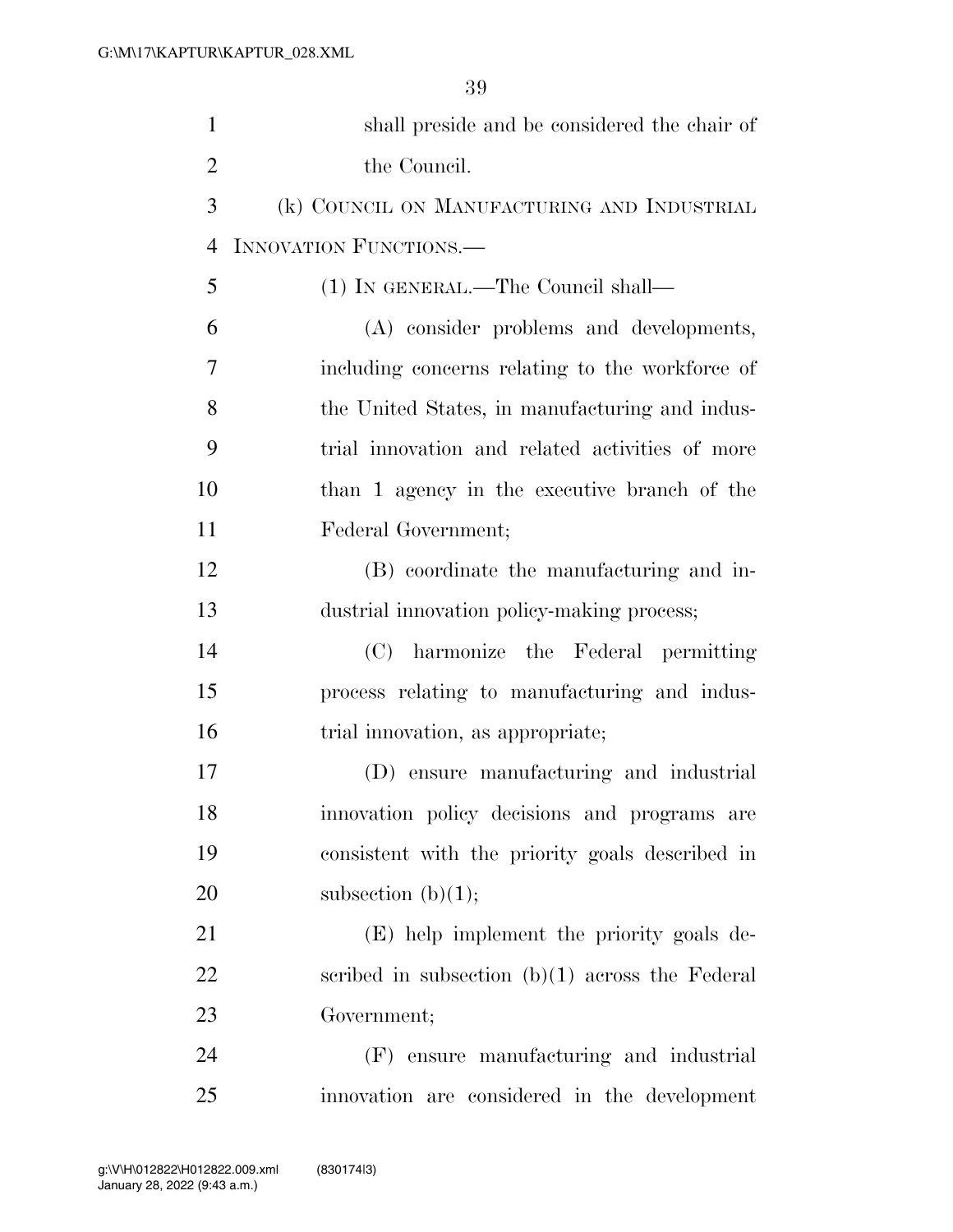shall preside and be considered the chair of the Council.

(k) COUNCIL ON MANUFACTURING AND INDUSTRIAL INNOVATION FUNCTIONS.—

(1) IN GENERAL.—The Council shall—

(A) consider problems and developments, including concerns relating to the workforce of the United States, in manufacturing and industrial innovation and related activities of more than 1 agency in the executive branch of the Federal Government;

(B) coordinate the manufacturing and industrial innovation policy-making process;

(C) harmonize the Federal permitting process relating to manufacturing and industrial innovation, as appropriate;

(D) ensure manufacturing and industrial innovation policy decisions and programs are consistent with the priority goals described in subsection (b)(1);

(E) help implement the priority goals described in subsection (b)(1) across the Federal Government;

(F) ensure manufacturing and industrial innovation are considered in the development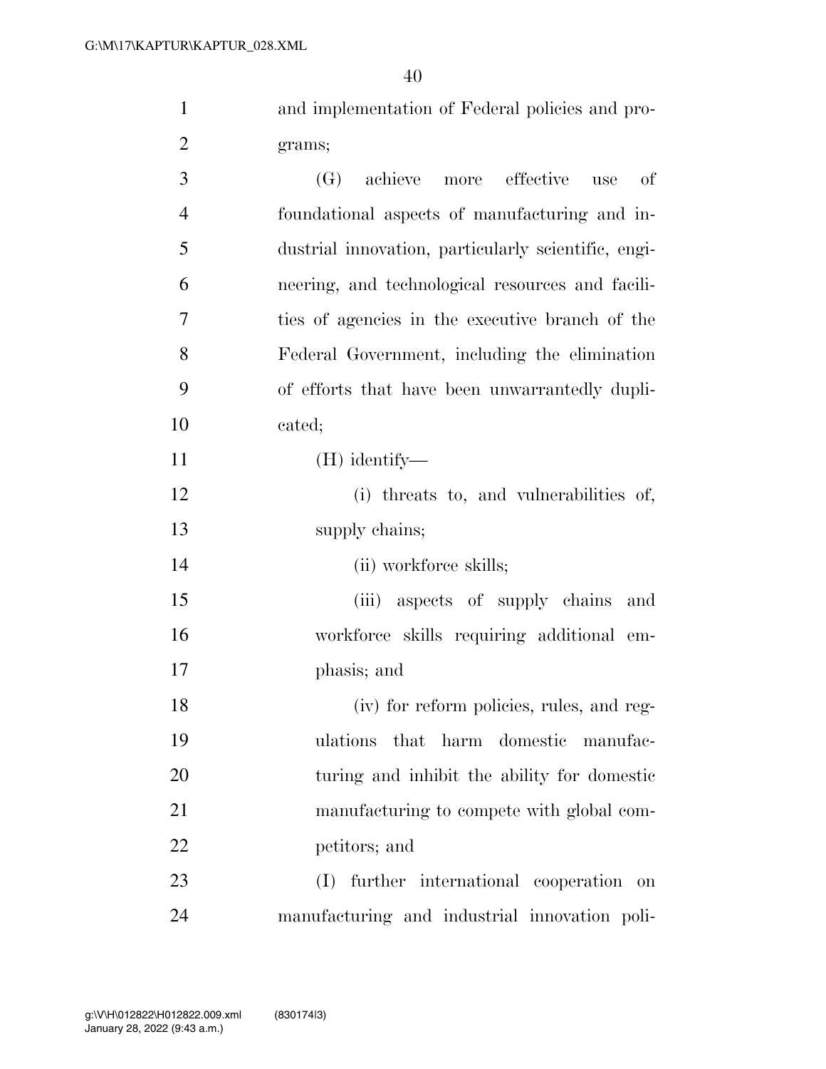and implementation of Federal policies and programs;

(G) achieve more effective use of foundational aspects of manufacturing and industrial innovation, particularly scientific, engineering, and technological resources and facilities of agencies in the executive branch of the Federal Government, including the elimination of efforts that have been unwarrantedly duplicated;

(H) identify—

(i) threats to, and vulnerabilities of, supply chains;

(ii) workforce skills;

(iii) aspects of supply chains and workforce skills requiring additional emphasis; and

(iv) for reform policies, rules, and regulations that harm domestic manufacturing and inhibit the ability for domestic manufacturing to compete with global competitors; and

(I) further international cooperation on manufacturing and industrial innovation poli-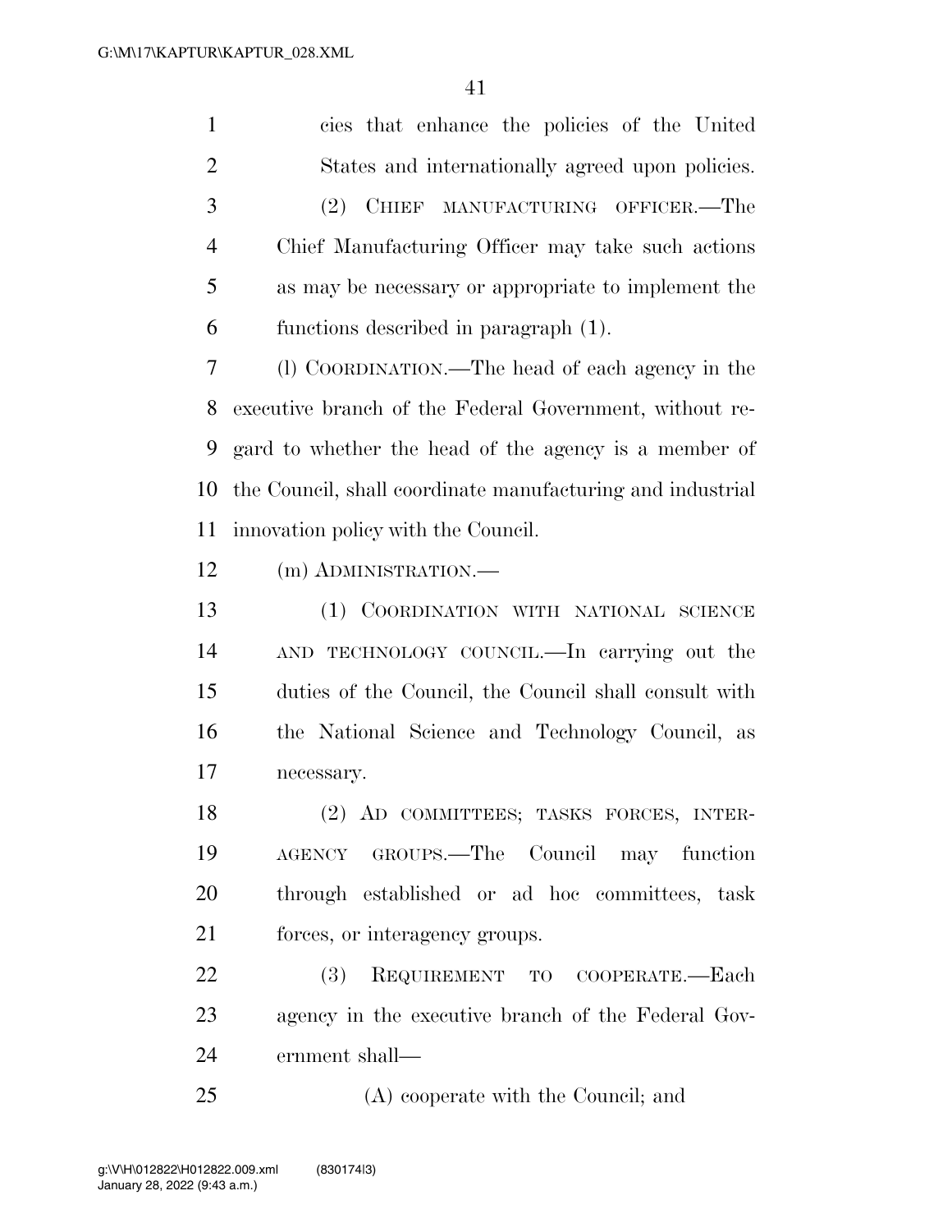cies that enhance the policies of the United States and internationally agreed upon policies.

(2) CHIEF MANUFACTURING OFFICER.—The Chief Manufacturing Officer may take such actions as may be necessary or appropriate to implement the functions described in paragraph (1).

(l) COORDINATION.—The head of each agency in the executive branch of the Federal Government, without regard to whether the head of the agency is a member of the Council, shall coordinate manufacturing and industrial innovation policy with the Council.

(m) ADMINISTRATION.—

(1) COORDINATION WITH NATIONAL SCIENCE AND TECHNOLOGY COUNCIL.—In carrying out the duties of the Council, the Council shall consult with the National Science and Technology Council, as necessary.

(2) AD COMMITTEES; TASKS FORCES, INTERAGENCY GROUPS.—The Council may function through established or ad hoc committees, task forces, or interagency groups.

(3) REQUIREMENT TO COOPERATE.—Each agency in the executive branch of the Federal Government shall—

(A) cooperate with the Council; and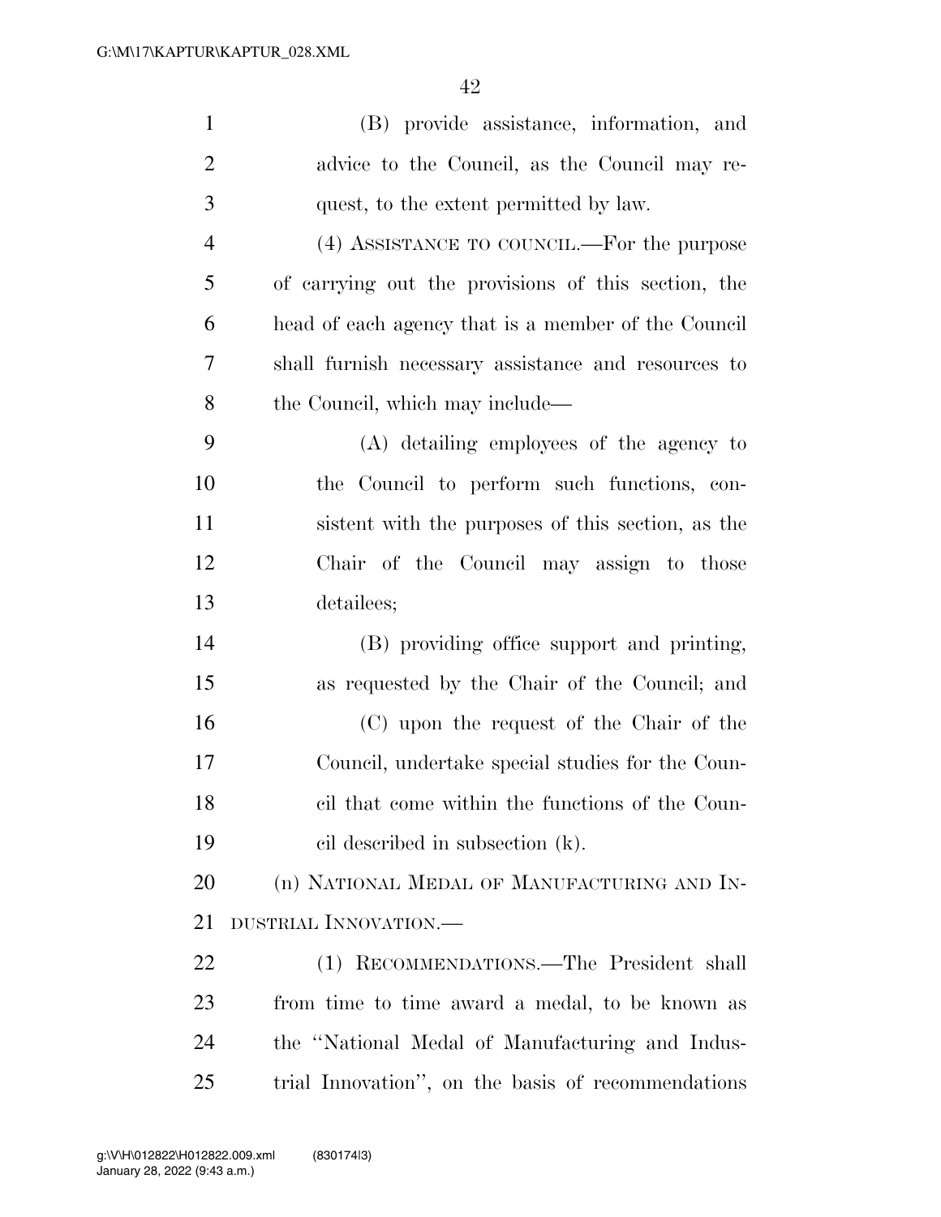(B) provide assistance, information, and advice to the Council, as the Council may request, to the extent permitted by law.

(4) ASSISTANCE TO COUNCIL.—For the purpose of carrying out the provisions of this section, the head of each agency that is a member of the Council shall furnish necessary assistance and resources to the Council, which may include—

(A) detailing employees of the agency to the Council to perform such functions, consistent with the purposes of this section, as the Chair of the Council may assign to those detailees;

(B) providing office support and printing, as requested by the Chair of the Council; and

(C) upon the request of the Chair of the Council, undertake special studies for the Council that come within the functions of the Council described in subsection (k).

(n) NATIONAL MEDAL OF MANUFACTURING AND INDUSTRIAL INNOVATION.—

(1) RECOMMENDATIONS.—The President shall from time to time award a medal, to be known as the ''National Medal of Manufacturing and Industrial Innovation'', on the basis of recommendations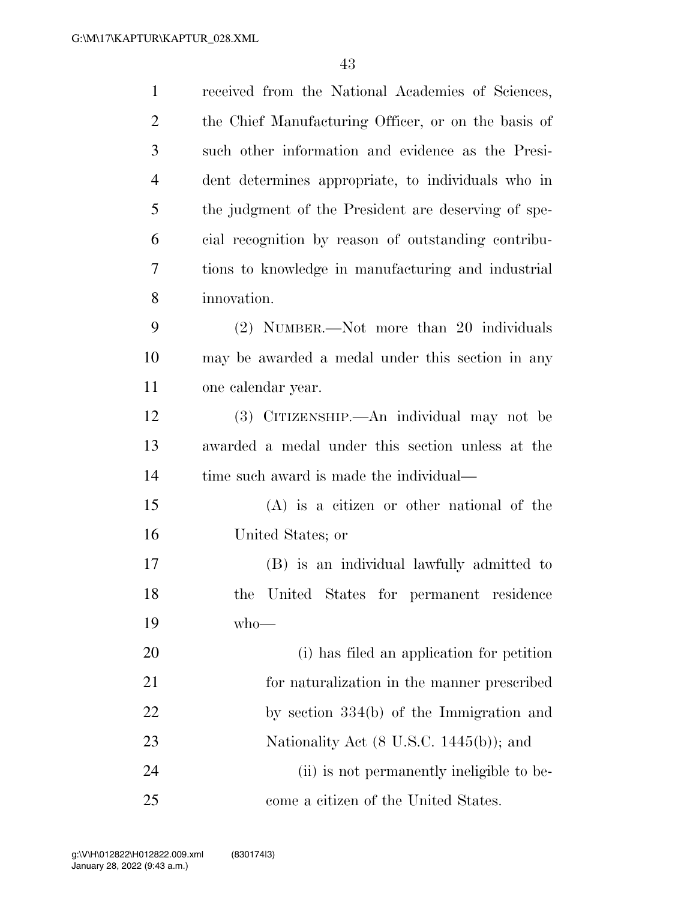received from the National Academies of Sciences, the Chief Manufacturing Officer, or on the basis of such other information and evidence as the President determines appropriate, to individuals who in the judgment of the President are deserving of special recognition by reason of outstanding contributions to knowledge in manufacturing and industrial innovation.

(2) NUMBER.—Not more than 20 individuals may be awarded a medal under this section in any one calendar year.

(3) CITIZENSHIP.—An individual may not be awarded a medal under this section unless at the time such award is made the individual—

(A) is a citizen or other national of the United States; or

(B) is an individual lawfully admitted to the United States for permanent residence who—

(i) has filed an application for petition for naturalization in the manner prescribed by section 334(b) of the Immigration and Nationality Act (8 U.S.C. 1445(b)); and

(ii) is not permanently ineligible to become a citizen of the United States.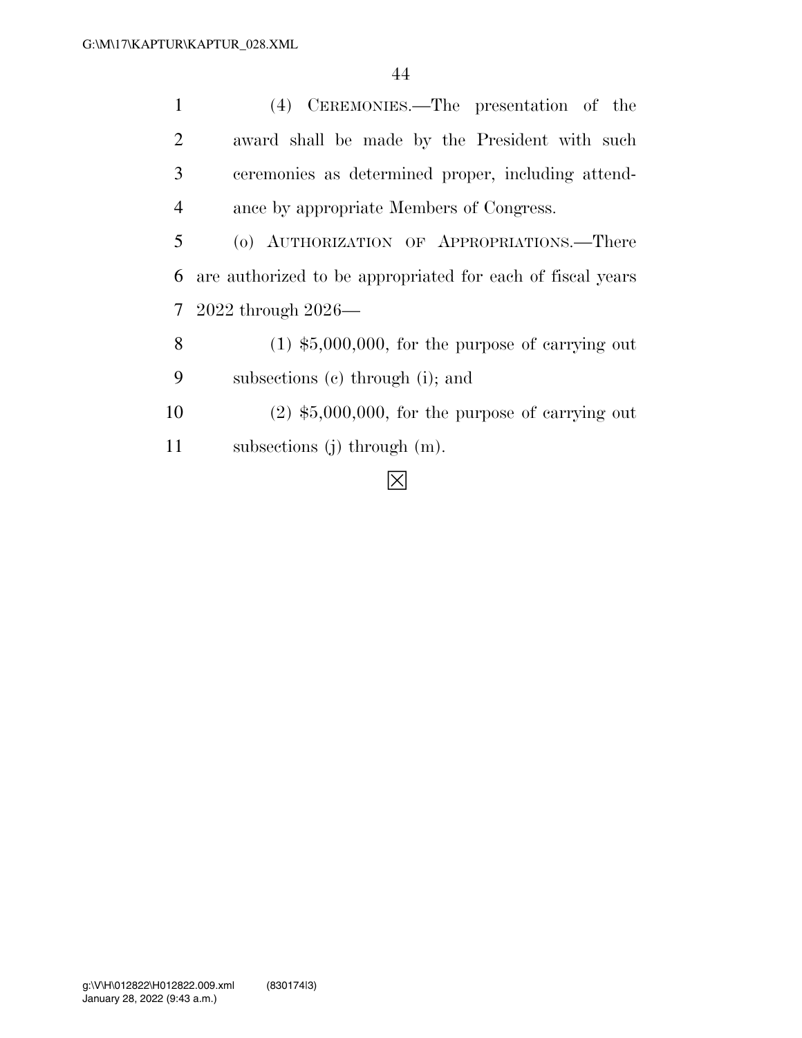(4) CEREMONIES.—The presentation of the award shall be made by the President with such ceremonies as determined proper, including attendance by appropriate Members of Congress.

(o) AUTHORIZATION OF APPROPRIATIONS.—There are authorized to be appropriated for each of fiscal years 2022 through 2026—

(1) $5,000,000, for the purpose of carrying out subsections (c) through (i); and

(2) $5,000,000, for the purpose of carrying out subsections (j) through (m).